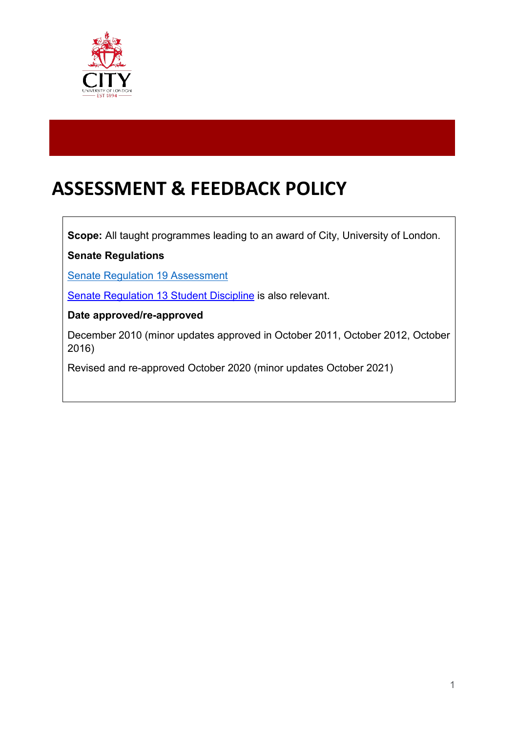# ASSESSMENT & FEEDBACK POLICY

**Scope:** All taught programmes leading to an award of City, University of London.

**Senate Regulations**

Senate Regulation 19 Assessment

Senate Regulation 13 Student Discipline is also relevant.

**Date approved/re-approved**

December 2010 (minor updates approved in October 2011, October 2012, October 2016)

Revised and re-approved October 2020 (minor updates October 2021)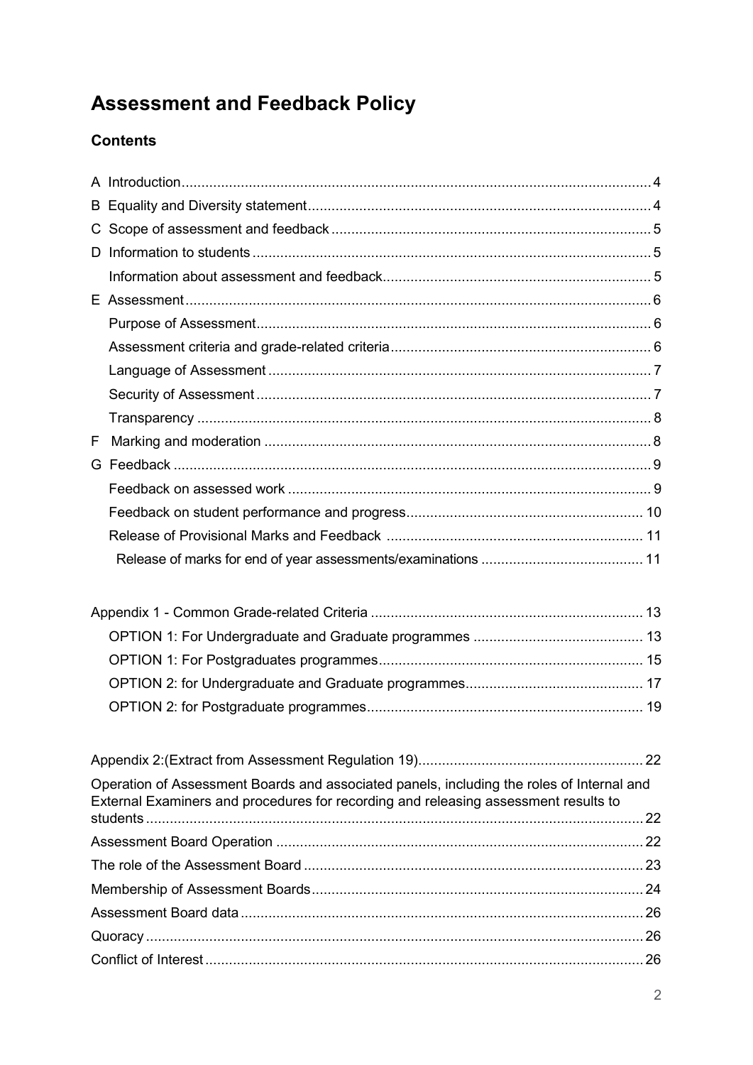# Assessment and Feedback Policy

## Contents

A Introduction ........ 4
B Equality and Diversity statement ........ 4
C Scope of assessment and feedback ........ 5
D Information to students ........ 5
  Information about assessment and feedback ........ 5
E Assessment ........ 6
  Purpose of Assessment ........ 6
  Assessment criteria and grade-related criteria ........ 6
  Language of Assessment ........ 7
  Security of Assessment ........ 7
  Transparency ........ 8
F Marking and moderation ........ 8
G Feedback ........ 9
  Feedback on assessed work ........ 9
  Feedback on student performance and progress ........ 10
  Release of Provisional Marks and Feedback ........ 11
    Release of marks for end of year assessments/examinations ........ 11

Appendix 1 - Common Grade-related Criteria ........ 13
  OPTION 1: For Undergraduate and Graduate programmes ........ 13
  OPTION 1: For Postgraduates programmes ........ 15
  OPTION 2: for Undergraduate and Graduate programmes ........ 17
  OPTION 2: for Postgraduate programmes ........ 19

Appendix 2:(Extract from Assessment Regulation 19) ........ 22
Operation of Assessment Boards and associated panels, including the roles of Internal and External Examiners and procedures for recording and releasing assessment results to students ........ 22
Assessment Board Operation ........ 22
The role of the Assessment Board ........ 23
Membership of Assessment Boards ........ 24
Assessment Board data ........ 26
Quoracy ........ 26
Conflict of Interest ........ 26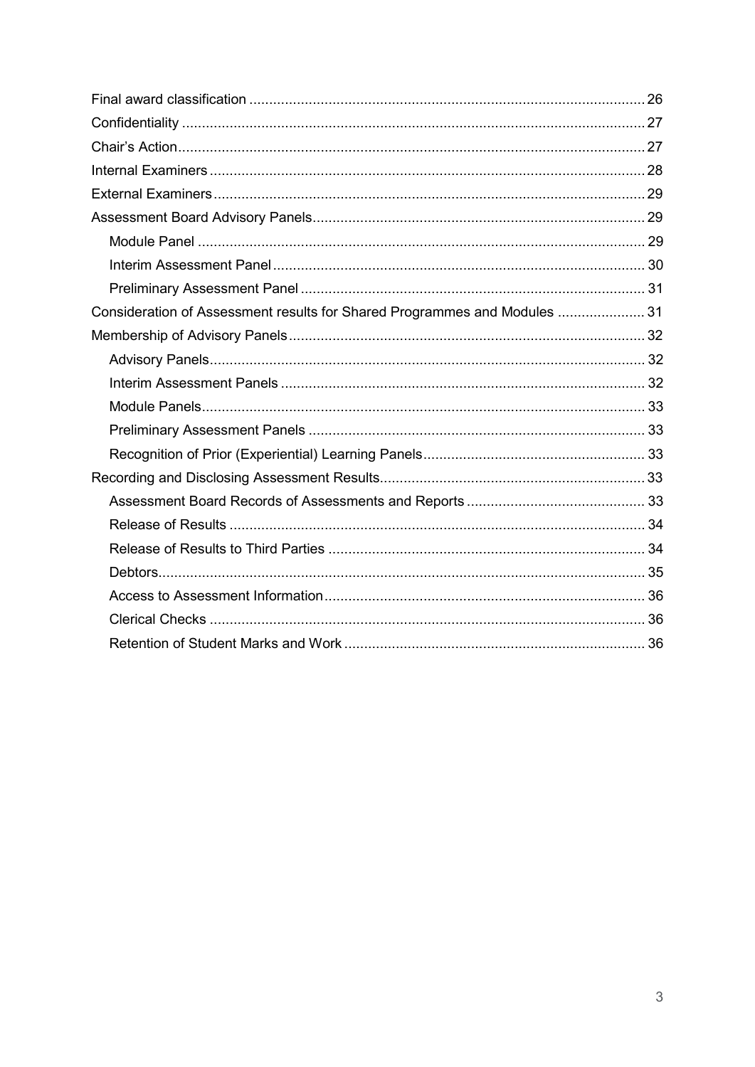- Final award classification ... 26
- Confidentiality ... 27
- Chair's Action ... 27
- Internal Examiners ... 28
- External Examiners ... 29
- Assessment Board Advisory Panels ... 29
  - Module Panel ... 29
  - Interim Assessment Panel ... 30
  - Preliminary Assessment Panel ... 31
- Consideration of Assessment results for Shared Programmes and Modules ... 31
- Membership of Advisory Panels ... 32
  - Advisory Panels ... 32
  - Interim Assessment Panels ... 32
  - Module Panels ... 33
  - Preliminary Assessment Panels ... 33
  - Recognition of Prior (Experiential) Learning Panels ... 33
- Recording and Disclosing Assessment Results ... 33
  - Assessment Board Records of Assessments and Reports ... 33
  - Release of Results ... 34
  - Release of Results to Third Parties ... 34
  - Debtors ... 35
  - Access to Assessment Information ... 36
  - Clerical Checks ... 36
  - Retention of Student Marks and Work ... 36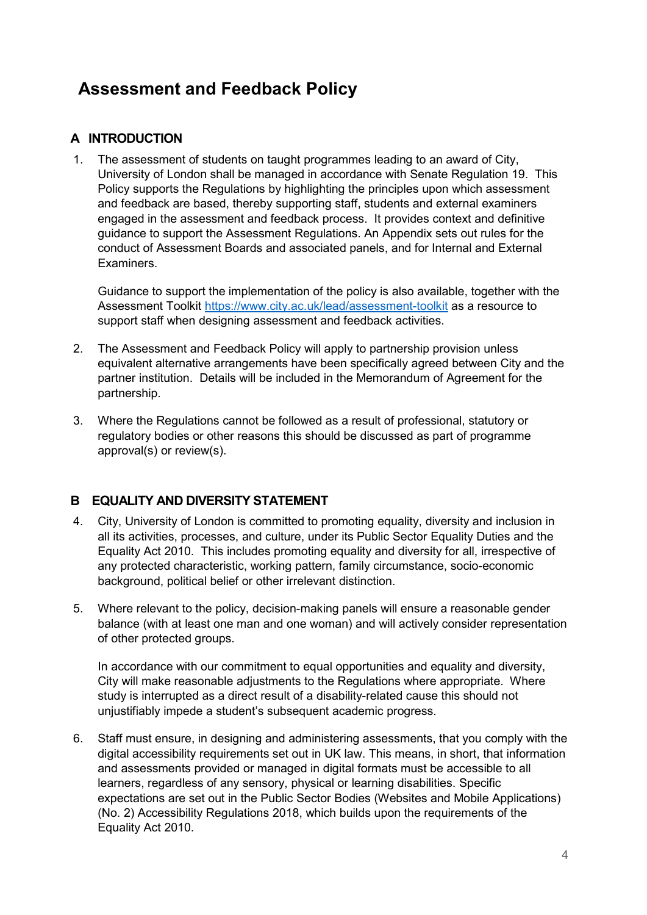# Assessment and Feedback Policy

## A INTRODUCTION

1. The assessment of students on taught programmes leading to an award of City, University of London shall be managed in accordance with Senate Regulation 19. This Policy supports the Regulations by highlighting the principles upon which assessment and feedback are based, thereby supporting staff, students and external examiners engaged in the assessment and feedback process. It provides context and definitive guidance to support the Assessment Regulations. An Appendix sets out rules for the conduct of Assessment Boards and associated panels, and for Internal and External Examiners.

   Guidance to support the implementation of the policy is also available, together with the Assessment Toolkit https://www.city.ac.uk/lead/assessment-toolkit as a resource to support staff when designing assessment and feedback activities.

2. The Assessment and Feedback Policy will apply to partnership provision unless equivalent alternative arrangements have been specifically agreed between City and the partner institution. Details will be included in the Memorandum of Agreement for the partnership.

3. Where the Regulations cannot be followed as a result of professional, statutory or regulatory bodies or other reasons this should be discussed as part of programme approval(s) or review(s).

## B EQUALITY AND DIVERSITY STATEMENT

4. City, University of London is committed to promoting equality, diversity and inclusion in all its activities, processes, and culture, under its Public Sector Equality Duties and the Equality Act 2010. This includes promoting equality and diversity for all, irrespective of any protected characteristic, working pattern, family circumstance, socio-economic background, political belief or other irrelevant distinction.

5. Where relevant to the policy, decision-making panels will ensure a reasonable gender balance (with at least one man and one woman) and will actively consider representation of other protected groups.

   In accordance with our commitment to equal opportunities and equality and diversity, City will make reasonable adjustments to the Regulations where appropriate. Where study is interrupted as a direct result of a disability-related cause this should not unjustifiably impede a student's subsequent academic progress.

6. Staff must ensure, in designing and administering assessments, that you comply with the digital accessibility requirements set out in UK law. This means, in short, that information and assessments provided or managed in digital formats must be accessible to all learners, regardless of any sensory, physical or learning disabilities. Specific expectations are set out in the Public Sector Bodies (Websites and Mobile Applications) (No. 2) Accessibility Regulations 2018, which builds upon the requirements of the Equality Act 2010.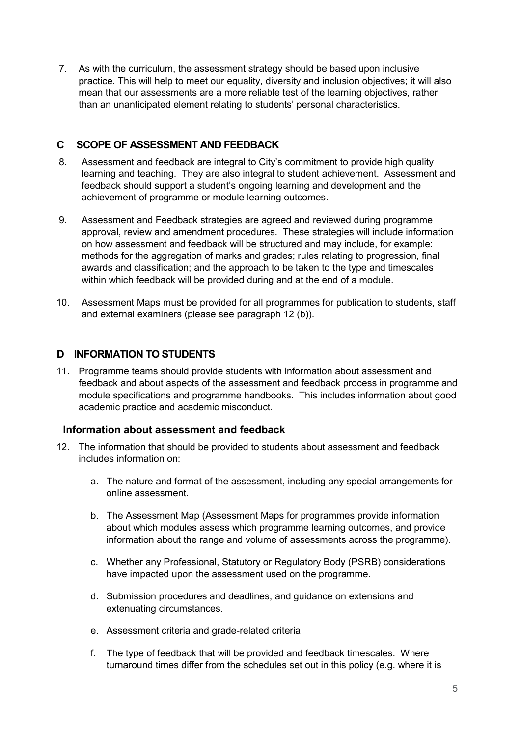7. As with the curriculum, the assessment strategy should be based upon inclusive practice. This will help to meet our equality, diversity and inclusion objectives; it will also mean that our assessments are a more reliable test of the learning objectives, rather than an unanticipated element relating to students' personal characteristics.

## C SCOPE OF ASSESSMENT AND FEEDBACK

8. Assessment and feedback are integral to City's commitment to provide high quality learning and teaching. They are also integral to student achievement. Assessment and feedback should support a student's ongoing learning and development and the achievement of programme or module learning outcomes.

9. Assessment and Feedback strategies are agreed and reviewed during programme approval, review and amendment procedures. These strategies will include information on how assessment and feedback will be structured and may include, for example: methods for the aggregation of marks and grades; rules relating to progression, final awards and classification; and the approach to be taken to the type and timescales within which feedback will be provided during and at the end of a module.

10. Assessment Maps must be provided for all programmes for publication to students, staff and external examiners (please see paragraph 12 (b)).

## D INFORMATION TO STUDENTS

11. Programme teams should provide students with information about assessment and feedback and about aspects of the assessment and feedback process in programme and module specifications and programme handbooks. This includes information about good academic practice and academic misconduct.

### Information about assessment and feedback

12. The information that should be provided to students about assessment and feedback includes information on:

    a. The nature and format of the assessment, including any special arrangements for online assessment.

    b. The Assessment Map (Assessment Maps for programmes provide information about which modules assess which programme learning outcomes, and provide information about the range and volume of assessments across the programme).

    c. Whether any Professional, Statutory or Regulatory Body (PSRB) considerations have impacted upon the assessment used on the programme.

    d. Submission procedures and deadlines, and guidance on extensions and extenuating circumstances.

    e. Assessment criteria and grade-related criteria.

    f. The type of feedback that will be provided and feedback timescales. Where turnaround times differ from the schedules set out in this policy (e.g. where it is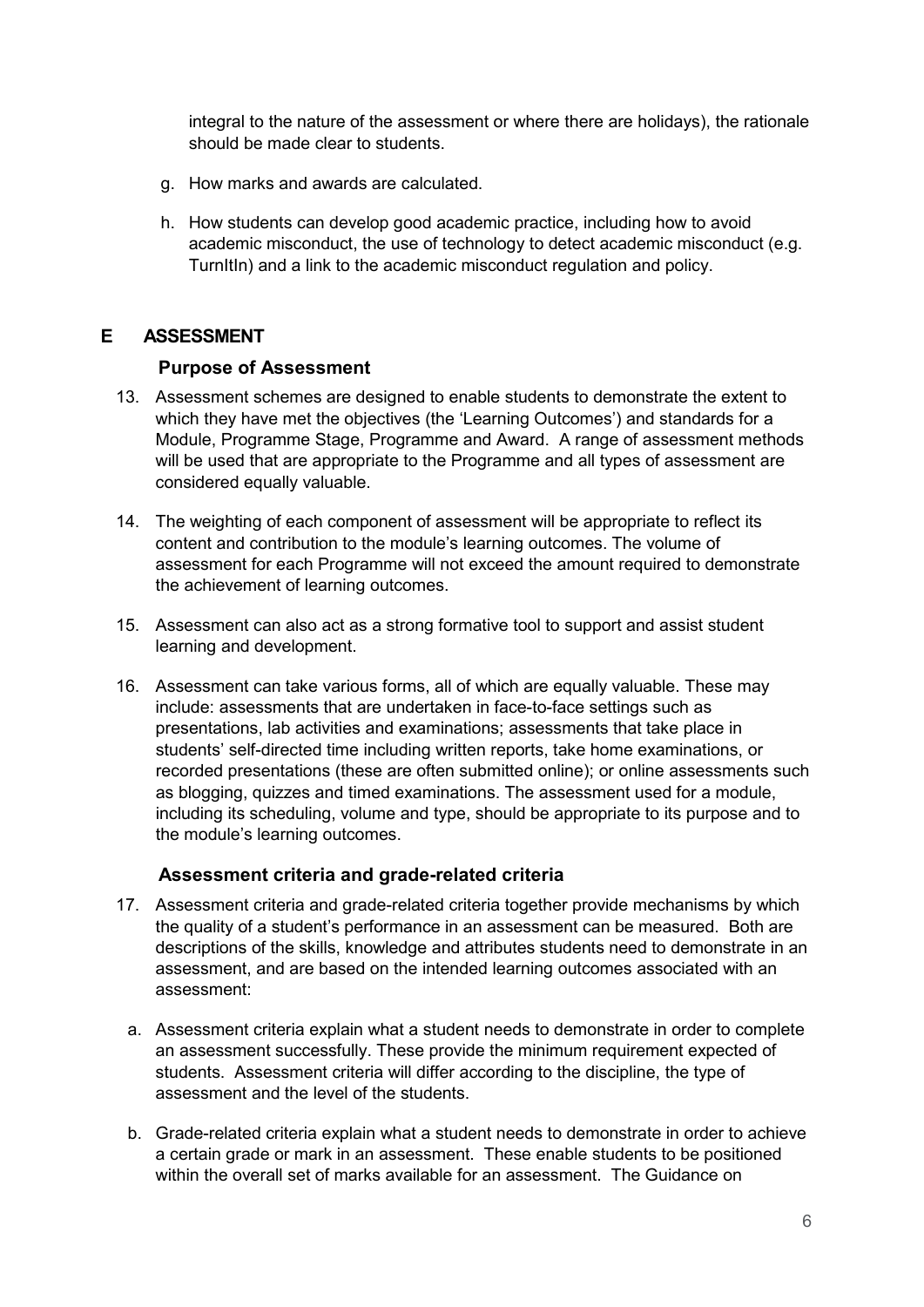integral to the nature of the assessment or where there are holidays), the rationale should be made clear to students.

g. How marks and awards are calculated.

h. How students can develop good academic practice, including how to avoid academic misconduct, the use of technology to detect academic misconduct (e.g. TurnItIn) and a link to the academic misconduct regulation and policy.

## E ASSESSMENT

### Purpose of Assessment

13. Assessment schemes are designed to enable students to demonstrate the extent to which they have met the objectives (the 'Learning Outcomes') and standards for a Module, Programme Stage, Programme and Award. A range of assessment methods will be used that are appropriate to the Programme and all types of assessment are considered equally valuable.

14. The weighting of each component of assessment will be appropriate to reflect its content and contribution to the module's learning outcomes. The volume of assessment for each Programme will not exceed the amount required to demonstrate the achievement of learning outcomes.

15. Assessment can also act as a strong formative tool to support and assist student learning and development.

16. Assessment can take various forms, all of which are equally valuable. These may include: assessments that are undertaken in face-to-face settings such as presentations, lab activities and examinations; assessments that take place in students' self-directed time including written reports, take home examinations, or recorded presentations (these are often submitted online); or online assessments such as blogging, quizzes and timed examinations. The assessment used for a module, including its scheduling, volume and type, should be appropriate to its purpose and to the module's learning outcomes.

### Assessment criteria and grade-related criteria

17. Assessment criteria and grade-related criteria together provide mechanisms by which the quality of a student's performance in an assessment can be measured. Both are descriptions of the skills, knowledge and attributes students need to demonstrate in an assessment, and are based on the intended learning outcomes associated with an assessment:

    a. Assessment criteria explain what a student needs to demonstrate in order to complete an assessment successfully. These provide the minimum requirement expected of students. Assessment criteria will differ according to the discipline, the type of assessment and the level of the students.

    b. Grade-related criteria explain what a student needs to demonstrate in order to achieve a certain grade or mark in an assessment. These enable students to be positioned within the overall set of marks available for an assessment. The Guidance on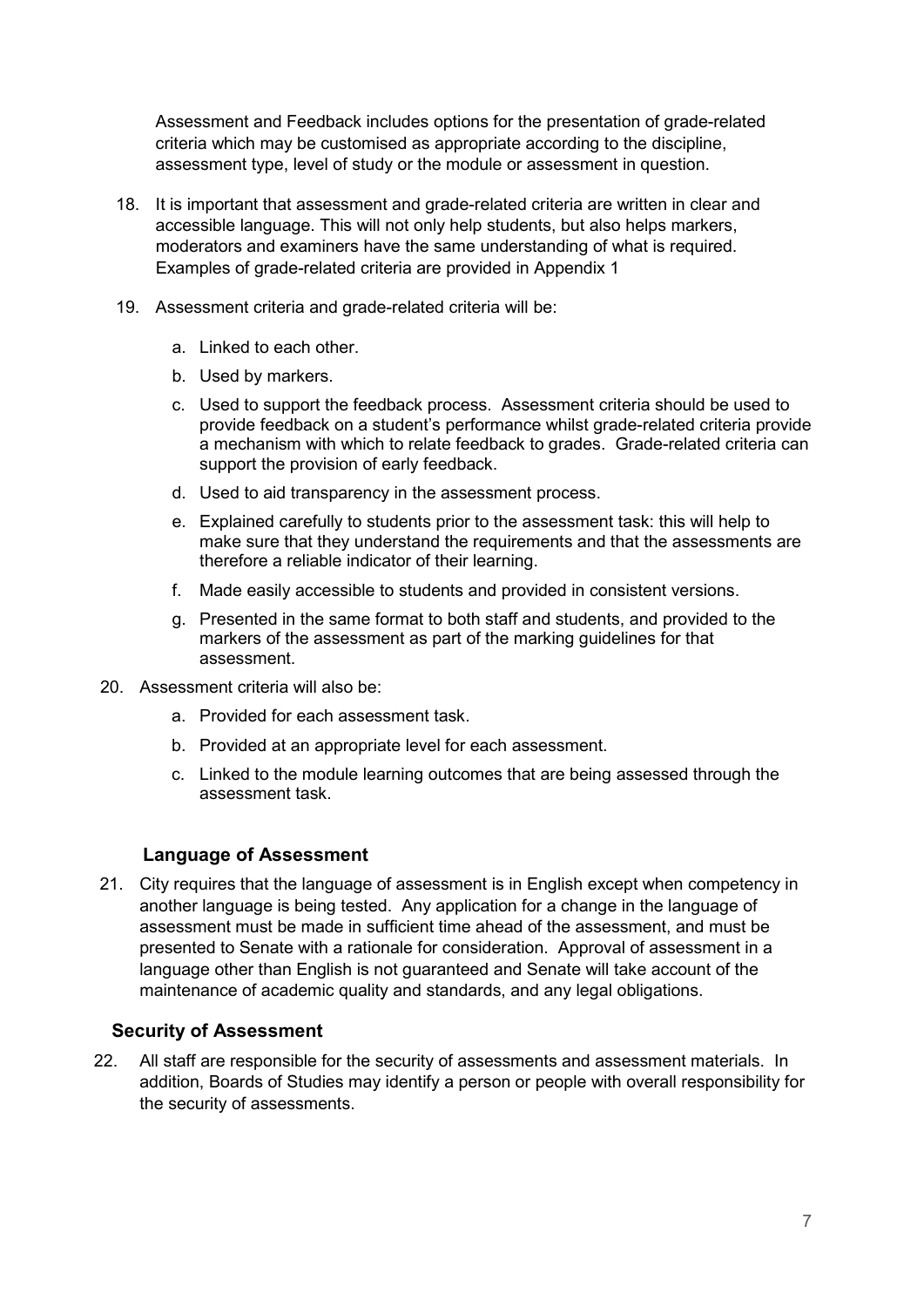Assessment and Feedback includes options for the presentation of grade-related criteria which may be customised as appropriate according to the discipline, assessment type, level of study or the module or assessment in question.

18. It is important that assessment and grade-related criteria are written in clear and accessible language. This will not only help students, but also helps markers, moderators and examiners have the same understanding of what is required. Examples of grade-related criteria are provided in Appendix 1

19. Assessment criteria and grade-related criteria will be:

    a. Linked to each other.

    b. Used by markers.

    c. Used to support the feedback process. Assessment criteria should be used to provide feedback on a student's performance whilst grade-related criteria provide a mechanism with which to relate feedback to grades. Grade-related criteria can support the provision of early feedback.

    d. Used to aid transparency in the assessment process.

    e. Explained carefully to students prior to the assessment task: this will help to make sure that they understand the requirements and that the assessments are therefore a reliable indicator of their learning.

    f. Made easily accessible to students and provided in consistent versions.

    g. Presented in the same format to both staff and students, and provided to the markers of the assessment as part of the marking guidelines for that assessment.

20. Assessment criteria will also be:

    a. Provided for each assessment task.

    b. Provided at an appropriate level for each assessment.

    c. Linked to the module learning outcomes that are being assessed through the assessment task.

### Language of Assessment

21. City requires that the language of assessment is in English except when competency in another language is being tested. Any application for a change in the language of assessment must be made in sufficient time ahead of the assessment, and must be presented to Senate with a rationale for consideration. Approval of assessment in a language other than English is not guaranteed and Senate will take account of the maintenance of academic quality and standards, and any legal obligations.

### Security of Assessment

22. All staff are responsible for the security of assessments and assessment materials. In addition, Boards of Studies may identify a person or people with overall responsibility for the security of assessments.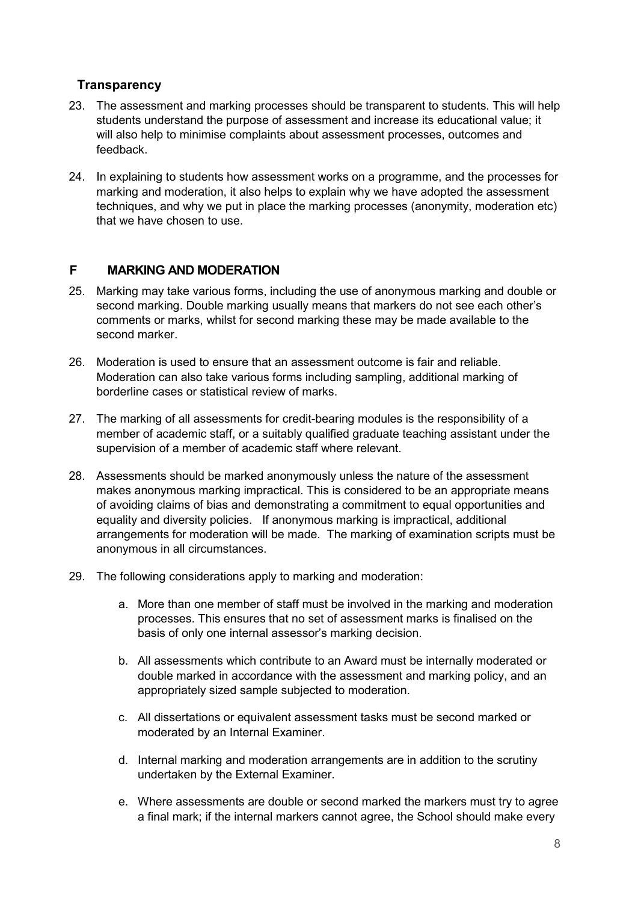### Transparency

23. The assessment and marking processes should be transparent to students. This will help students understand the purpose of assessment and increase its educational value; it will also help to minimise complaints about assessment processes, outcomes and feedback.

24. In explaining to students how assessment works on a programme, and the processes for marking and moderation, it also helps to explain why we have adopted the assessment techniques, and why we put in place the marking processes (anonymity, moderation etc) that we have chosen to use.

## F MARKING AND MODERATION

25. Marking may take various forms, including the use of anonymous marking and double or second marking. Double marking usually means that markers do not see each other's comments or marks, whilst for second marking these may be made available to the second marker.

26. Moderation is used to ensure that an assessment outcome is fair and reliable. Moderation can also take various forms including sampling, additional marking of borderline cases or statistical review of marks.

27. The marking of all assessments for credit-bearing modules is the responsibility of a member of academic staff, or a suitably qualified graduate teaching assistant under the supervision of a member of academic staff where relevant.

28. Assessments should be marked anonymously unless the nature of the assessment makes anonymous marking impractical. This is considered to be an appropriate means of avoiding claims of bias and demonstrating a commitment to equal opportunities and equality and diversity policies. If anonymous marking is impractical, additional arrangements for moderation will be made. The marking of examination scripts must be anonymous in all circumstances.

29. The following considerations apply to marking and moderation:

    a. More than one member of staff must be involved in the marking and moderation processes. This ensures that no set of assessment marks is finalised on the basis of only one internal assessor's marking decision.

    b. All assessments which contribute to an Award must be internally moderated or double marked in accordance with the assessment and marking policy, and an appropriately sized sample subjected to moderation.

    c. All dissertations or equivalent assessment tasks must be second marked or moderated by an Internal Examiner.

    d. Internal marking and moderation arrangements are in addition to the scrutiny undertaken by the External Examiner.

    e. Where assessments are double or second marked the markers must try to agree a final mark; if the internal markers cannot agree, the School should make every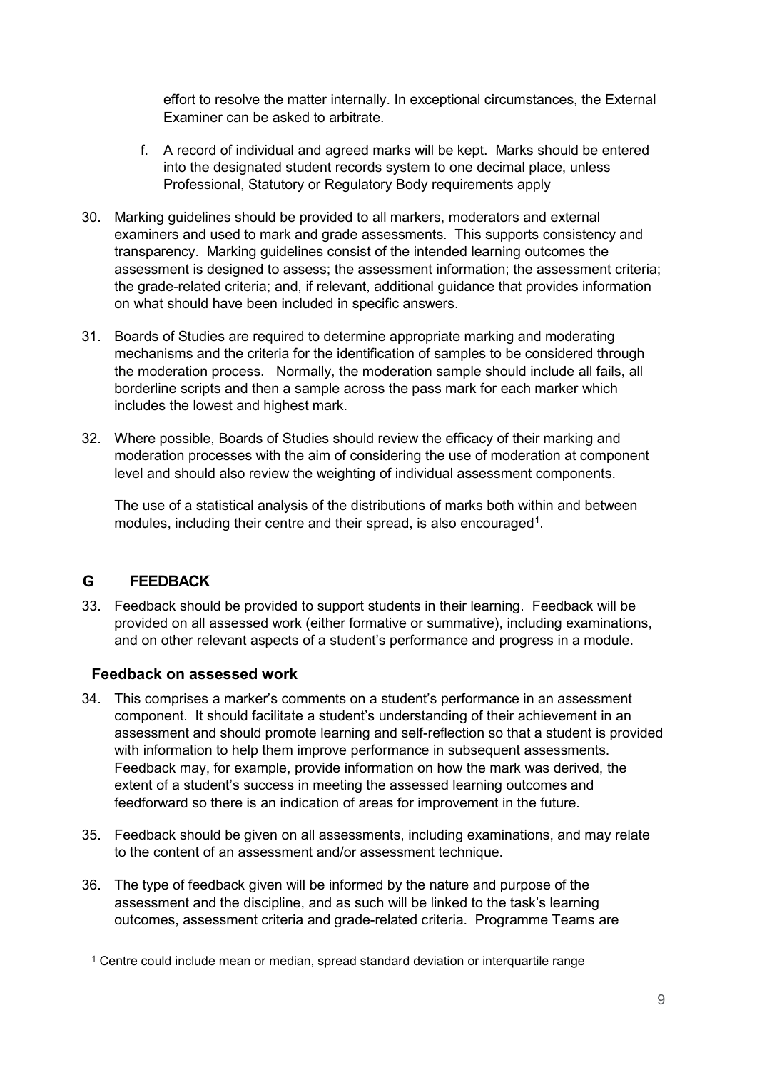effort to resolve the matter internally. In exceptional circumstances, the External Examiner can be asked to arbitrate.

f. A record of individual and agreed marks will be kept. Marks should be entered into the designated student records system to one decimal place, unless Professional, Statutory or Regulatory Body requirements apply

30. Marking guidelines should be provided to all markers, moderators and external examiners and used to mark and grade assessments. This supports consistency and transparency. Marking guidelines consist of the intended learning outcomes the assessment is designed to assess; the assessment information; the assessment criteria; the grade-related criteria; and, if relevant, additional guidance that provides information on what should have been included in specific answers.

31. Boards of Studies are required to determine appropriate marking and moderating mechanisms and the criteria for the identification of samples to be considered through the moderation process. Normally, the moderation sample should include all fails, all borderline scripts and then a sample across the pass mark for each marker which includes the lowest and highest mark.

32. Where possible, Boards of Studies should review the efficacy of their marking and moderation processes with the aim of considering the use of moderation at component level and should also review the weighting of individual assessment components.

    The use of a statistical analysis of the distributions of marks both within and between modules, including their centre and their spread, is also encouraged[1].

## G FEEDBACK

33. Feedback should be provided to support students in their learning. Feedback will be provided on all assessed work (either formative or summative), including examinations, and on other relevant aspects of a student's performance and progress in a module.

### Feedback on assessed work

34. This comprises a marker's comments on a student's performance in an assessment component. It should facilitate a student's understanding of their achievement in an assessment and should promote learning and self-reflection so that a student is provided with information to help them improve performance in subsequent assessments. Feedback may, for example, provide information on how the mark was derived, the extent of a student's success in meeting the assessed learning outcomes and feedforward so there is an indication of areas for improvement in the future.

35. Feedback should be given on all assessments, including examinations, and may relate to the content of an assessment and/or assessment technique.

36. The type of feedback given will be informed by the nature and purpose of the assessment and the discipline, and as such will be linked to the task's learning outcomes, assessment criteria and grade-related criteria. Programme Teams are

[1] Centre could include mean or median, spread standard deviation or interquartile range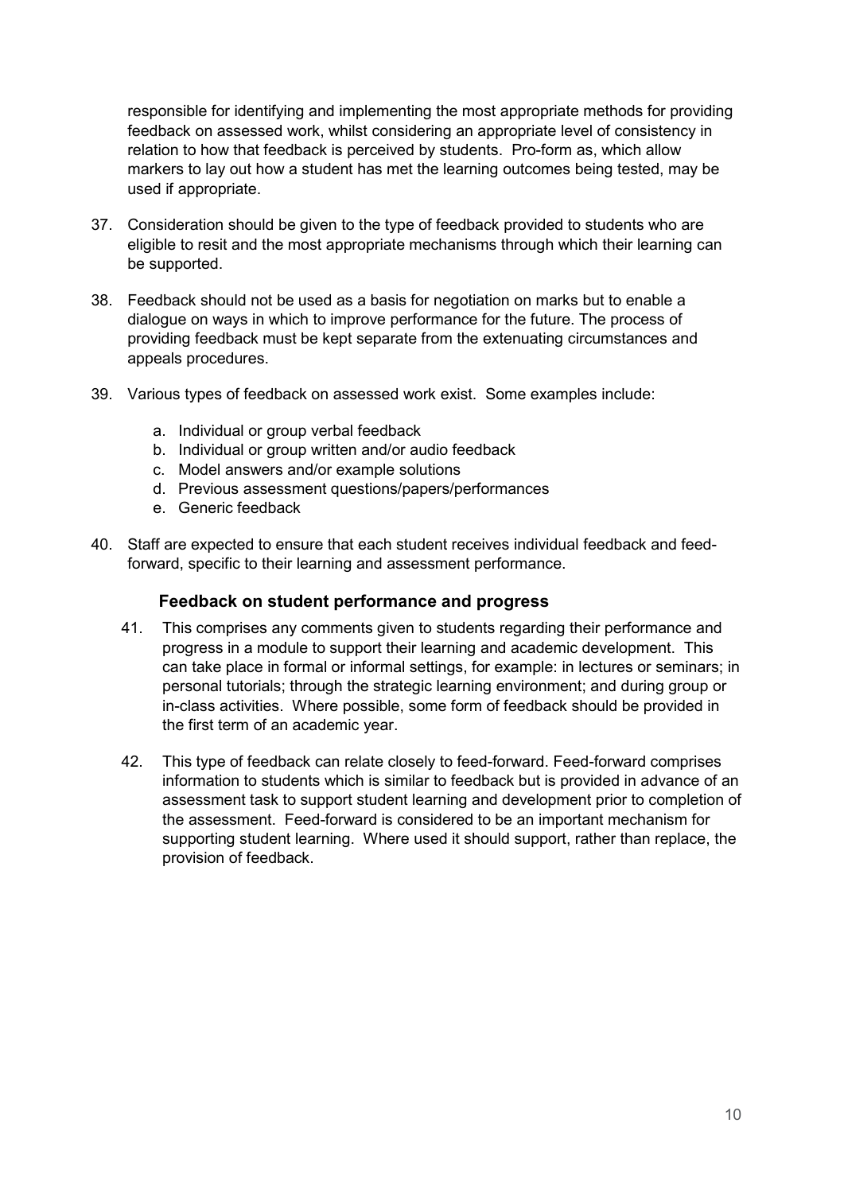responsible for identifying and implementing the most appropriate methods for providing feedback on assessed work, whilst considering an appropriate level of consistency in relation to how that feedback is perceived by students. Pro-form as, which allow markers to lay out how a student has met the learning outcomes being tested, may be used if appropriate.

37. Consideration should be given to the type of feedback provided to students who are eligible to resit and the most appropriate mechanisms through which their learning can be supported.

38. Feedback should not be used as a basis for negotiation on marks but to enable a dialogue on ways in which to improve performance for the future. The process of providing feedback must be kept separate from the extenuating circumstances and appeals procedures.

39. Various types of feedback on assessed work exist. Some examples include:

    a. Individual or group verbal feedback
    b. Individual or group written and/or audio feedback
    c. Model answers and/or example solutions
    d. Previous assessment questions/papers/performances
    e. Generic feedback

40. Staff are expected to ensure that each student receives individual feedback and feed-forward, specific to their learning and assessment performance.

### Feedback on student performance and progress

41. This comprises any comments given to students regarding their performance and progress in a module to support their learning and academic development. This can take place in formal or informal settings, for example: in lectures or seminars; in personal tutorials; through the strategic learning environment; and during group or in-class activities. Where possible, some form of feedback should be provided in the first term of an academic year.

42. This type of feedback can relate closely to feed-forward. Feed-forward comprises information to students which is similar to feedback but is provided in advance of an assessment task to support student learning and development prior to completion of the assessment. Feed-forward is considered to be an important mechanism for supporting student learning. Where used it should support, rather than replace, the provision of feedback.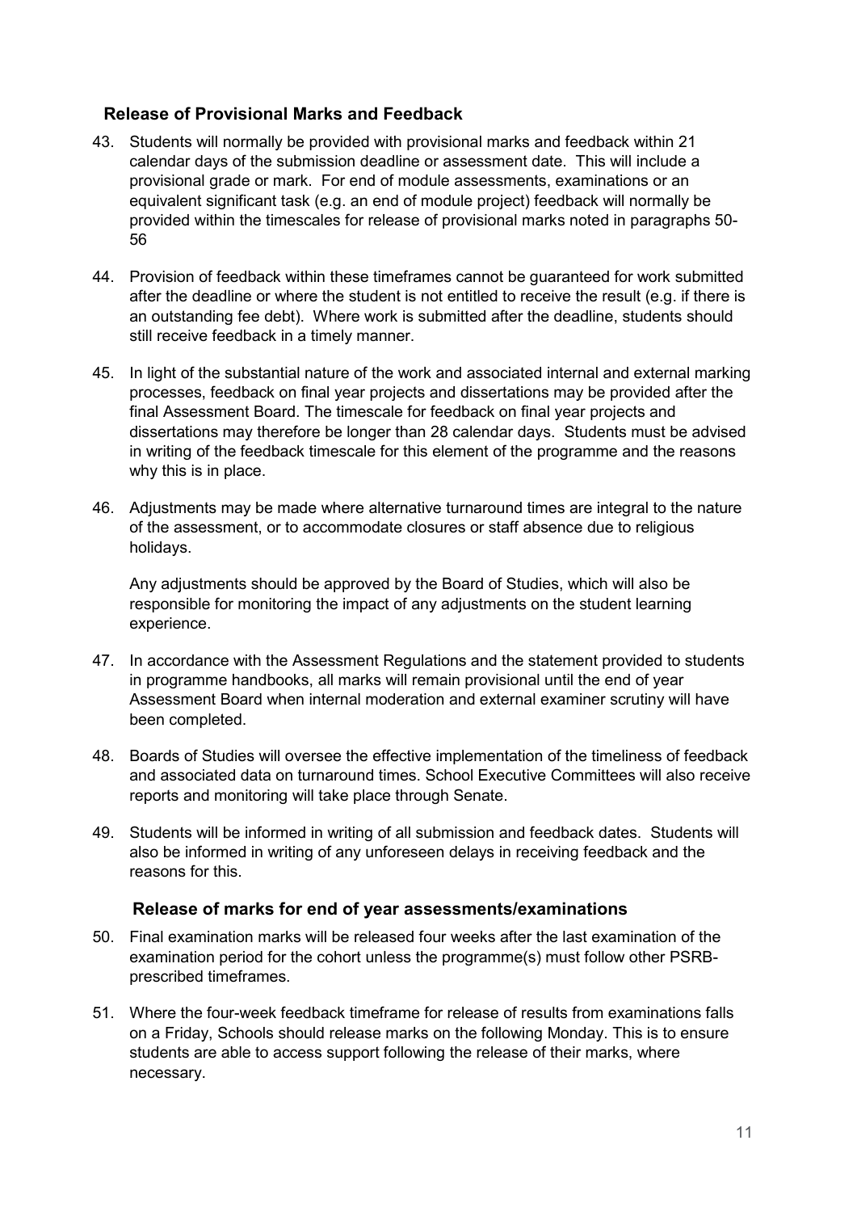## Release of Provisional Marks and Feedback

43. Students will normally be provided with provisional marks and feedback within 21 calendar days of the submission deadline or assessment date. This will include a provisional grade or mark. For end of module assessments, examinations or an equivalent significant task (e.g. an end of module project) feedback will normally be provided within the timescales for release of provisional marks noted in paragraphs 50-56

44. Provision of feedback within these timeframes cannot be guaranteed for work submitted after the deadline or where the student is not entitled to receive the result (e.g. if there is an outstanding fee debt). Where work is submitted after the deadline, students should still receive feedback in a timely manner.

45. In light of the substantial nature of the work and associated internal and external marking processes, feedback on final year projects and dissertations may be provided after the final Assessment Board. The timescale for feedback on final year projects and dissertations may therefore be longer than 28 calendar days. Students must be advised in writing of the feedback timescale for this element of the programme and the reasons why this is in place.

46. Adjustments may be made where alternative turnaround times are integral to the nature of the assessment, or to accommodate closures or staff absence due to religious holidays.

    Any adjustments should be approved by the Board of Studies, which will also be responsible for monitoring the impact of any adjustments on the student learning experience.

47. In accordance with the Assessment Regulations and the statement provided to students in programme handbooks, all marks will remain provisional until the end of year Assessment Board when internal moderation and external examiner scrutiny will have been completed.

48. Boards of Studies will oversee the effective implementation of the timeliness of feedback and associated data on turnaround times. School Executive Committees will also receive reports and monitoring will take place through Senate.

49. Students will be informed in writing of all submission and feedback dates. Students will also be informed in writing of any unforeseen delays in receiving feedback and the reasons for this.

## Release of marks for end of year assessments/examinations

50. Final examination marks will be released four weeks after the last examination of the examination period for the cohort unless the programme(s) must follow other PSRB-prescribed timeframes.

51. Where the four-week feedback timeframe for release of results from examinations falls on a Friday, Schools should release marks on the following Monday. This is to ensure students are able to access support following the release of their marks, where necessary.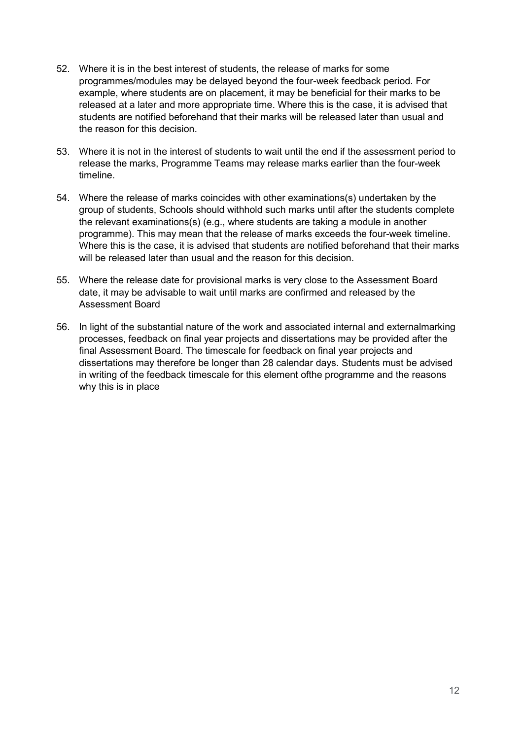52. Where it is in the best interest of students, the release of marks for some programmes/modules may be delayed beyond the four-week feedback period. For example, where students are on placement, it may be beneficial for their marks to be released at a later and more appropriate time. Where this is the case, it is advised that students are notified beforehand that their marks will be released later than usual and the reason for this decision.

53. Where it is not in the interest of students to wait until the end if the assessment period to release the marks, Programme Teams may release marks earlier than the four-week timeline.

54. Where the release of marks coincides with other examinations(s) undertaken by the group of students, Schools should withhold such marks until after the students complete the relevant examinations(s) (e.g., where students are taking a module in another programme). This may mean that the release of marks exceeds the four-week timeline. Where this is the case, it is advised that students are notified beforehand that their marks will be released later than usual and the reason for this decision.

55. Where the release date for provisional marks is very close to the Assessment Board date, it may be advisable to wait until marks are confirmed and released by the Assessment Board

56. In light of the substantial nature of the work and associated internal and externalmarking processes, feedback on final year projects and dissertations may be provided after the final Assessment Board. The timescale for feedback on final year projects and dissertations may therefore be longer than 28 calendar days. Students must be advised in writing of the feedback timescale for this element ofthe programme and the reasons why this is in place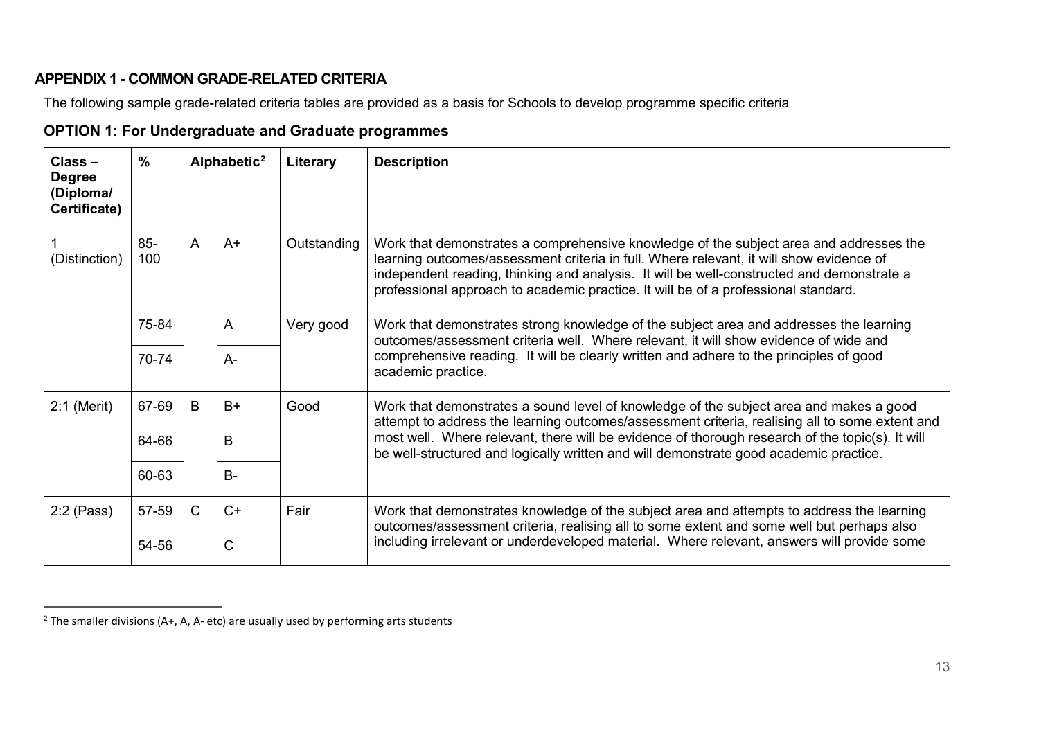## APPENDIX 1 - COMMON GRADE-RELATED CRITERIA

The following sample grade-related criteria tables are provided as a basis for Schools to develop programme specific criteria

### OPTION 1: For Undergraduate and Graduate programmes

| Class – Degree (Diploma/ Certificate) | % | Alphabetic[2] | | Literary | Description |
|---|---|---|---|---|---|
| 1 (Distinction) | 85-100 | A | A+ | Outstanding | Work that demonstrates a comprehensive knowledge of the subject area and addresses the learning outcomes/assessment criteria in full. Where relevant, it will show evidence of independent reading, thinking and analysis. It will be well-constructed and demonstrate a professional approach to academic practice. It will be of a professional standard. |
| | 75-84 | | A | Very good | Work that demonstrates strong knowledge of the subject area and addresses the learning outcomes/assessment criteria well. Where relevant, it will show evidence of wide and comprehensive reading. It will be clearly written and adhere to the principles of good academic practice. |
| | 70-74 | | A- | | |
| 2:1 (Merit) | 67-69 | B | B+ | Good | Work that demonstrates a sound level of knowledge of the subject area and makes a good attempt to address the learning outcomes/assessment criteria, realising all to some extent and most well. Where relevant, there will be evidence of thorough research of the topic(s). It will be well-structured and logically written and will demonstrate good academic practice. |
| | 64-66 | | B | | |
| | 60-63 | | B- | | |
| 2:2 (Pass) | 57-59 | C | C+ | Fair | Work that demonstrates knowledge of the subject area and attempts to address the learning outcomes/assessment criteria, realising all to some extent and some well but perhaps also including irrelevant or underdeveloped material. Where relevant, answers will provide some |
| | 54-56 | | C | | |

[2] The smaller divisions (A+, A, A- etc) are usually used by performing arts students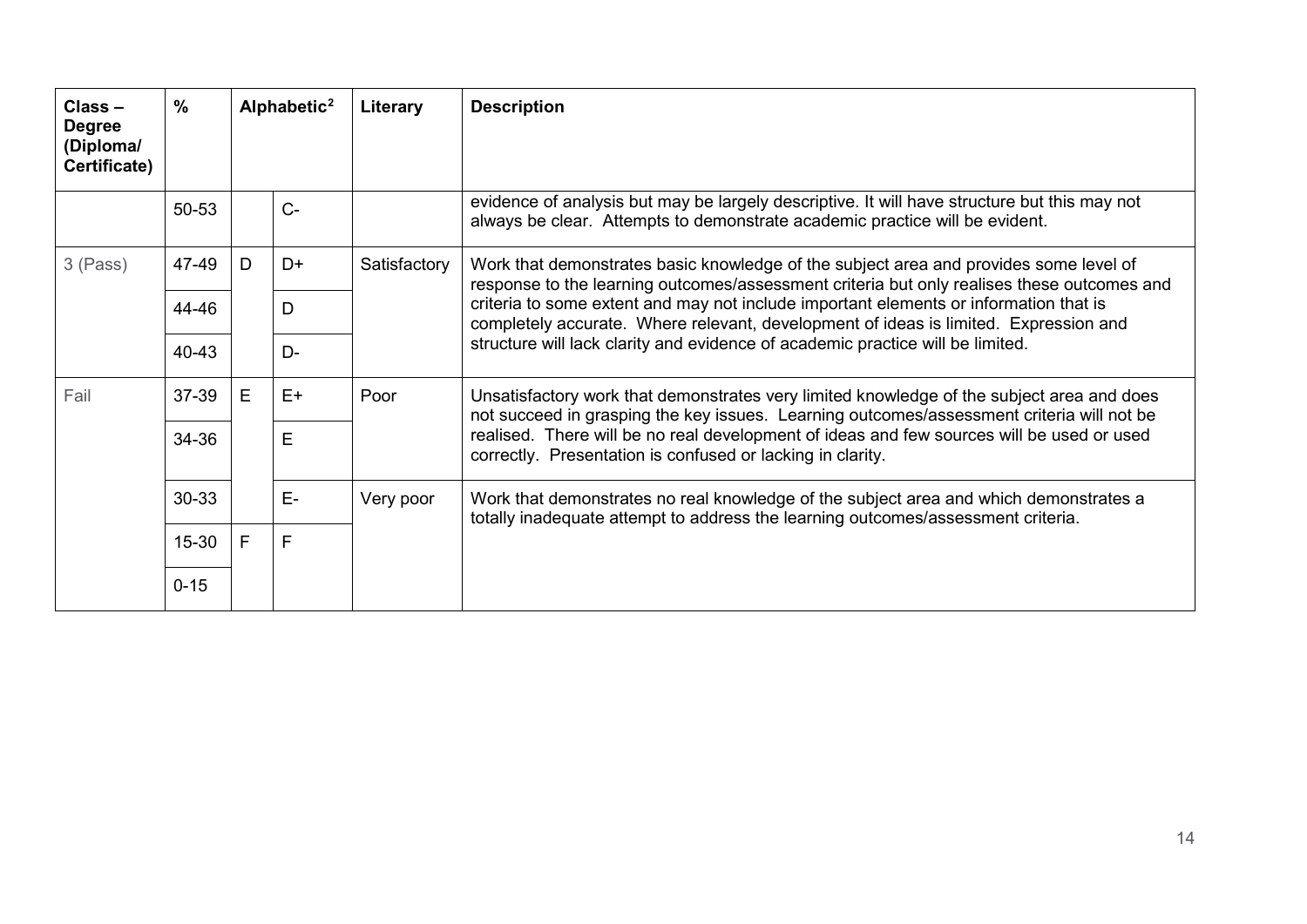| Class – Degree (Diploma/ Certificate) | % | Alphabetic[2] | | Literary | Description |
|---|---|---|---|---|---|
| | 50-53 | | C- | | evidence of analysis but may be largely descriptive. It will have structure but this may not always be clear. Attempts to demonstrate academic practice will be evident. |
| 3 (Pass) | 47-49 | D | D+ | Satisfactory | Work that demonstrates basic knowledge of the subject area and provides some level of response to the learning outcomes/assessment criteria but only realises these outcomes and criteria to some extent and may not include important elements or information that is completely accurate. Where relevant, development of ideas is limited. Expression and structure will lack clarity and evidence of academic practice will be limited. |
| | 44-46 | | D | | |
| | 40-43 | | D- | | |
| Fail | 37-39 | E | E+ | Poor | Unsatisfactory work that demonstrates very limited knowledge of the subject area and does not succeed in grasping the key issues. Learning outcomes/assessment criteria will not be realised. There will be no real development of ideas and few sources will be used or used correctly. Presentation is confused or lacking in clarity. |
| | 34-36 | | E | | |
| | 30-33 | | E- | Very poor | Work that demonstrates no real knowledge of the subject area and which demonstrates a totally inadequate attempt to address the learning outcomes/assessment criteria. |
| | 15-30 | F | F | | |
| | 0-15 | | | | |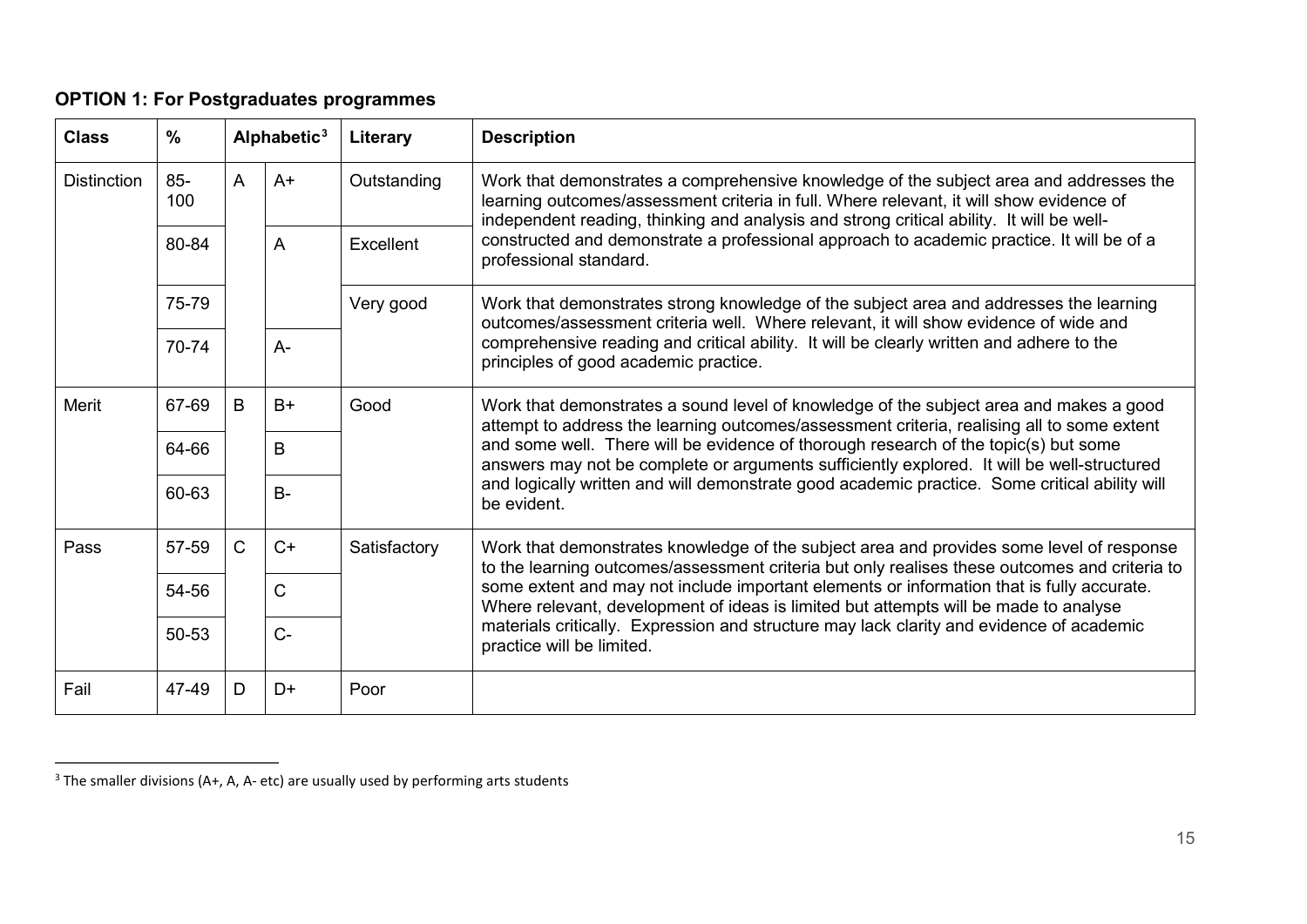**OPTION 1: For Postgraduates programmes**

| Class | % | Alphabetic[3] | | Literary | Description |
|---|---|---|---|---|---|
| Distinction | 85-100 | A | A+ | Outstanding | Work that demonstrates a comprehensive knowledge of the subject area and addresses the learning outcomes/assessment criteria in full. Where relevant, it will show evidence of independent reading, thinking and analysis and strong critical ability. It will be well-constructed and demonstrate a professional approach to academic practice. It will be of a professional standard. |
| | 80-84 | | A | Excellent | |
| | 75-79 | | | Very good | Work that demonstrates strong knowledge of the subject area and addresses the learning outcomes/assessment criteria well. Where relevant, it will show evidence of wide and comprehensive reading and critical ability. It will be clearly written and adhere to the principles of good academic practice. |
| | 70-74 | | A- | | |
| Merit | 67-69 | B | B+ | Good | Work that demonstrates a sound level of knowledge of the subject area and makes a good attempt to address the learning outcomes/assessment criteria, realising all to some extent and some well. There will be evidence of thorough research of the topic(s) but some answers may not be complete or arguments sufficiently explored. It will be well-structured and logically written and will demonstrate good academic practice. Some critical ability will be evident. |
| | 64-66 | | B | | |
| | 60-63 | | B- | | |
| Pass | 57-59 | C | C+ | Satisfactory | Work that demonstrates knowledge of the subject area and provides some level of response to the learning outcomes/assessment criteria but only realises these outcomes and criteria to some extent and may not include important elements or information that is fully accurate. Where relevant, development of ideas is limited but attempts will be made to analyse materials critically. Expression and structure may lack clarity and evidence of academic practice will be limited. |
| | 54-56 | | C | | |
| | 50-53 | | C- | | |
| Fail | 47-49 | D | D+ | Poor | |

[3] The smaller divisions (A+, A, A- etc) are usually used by performing arts students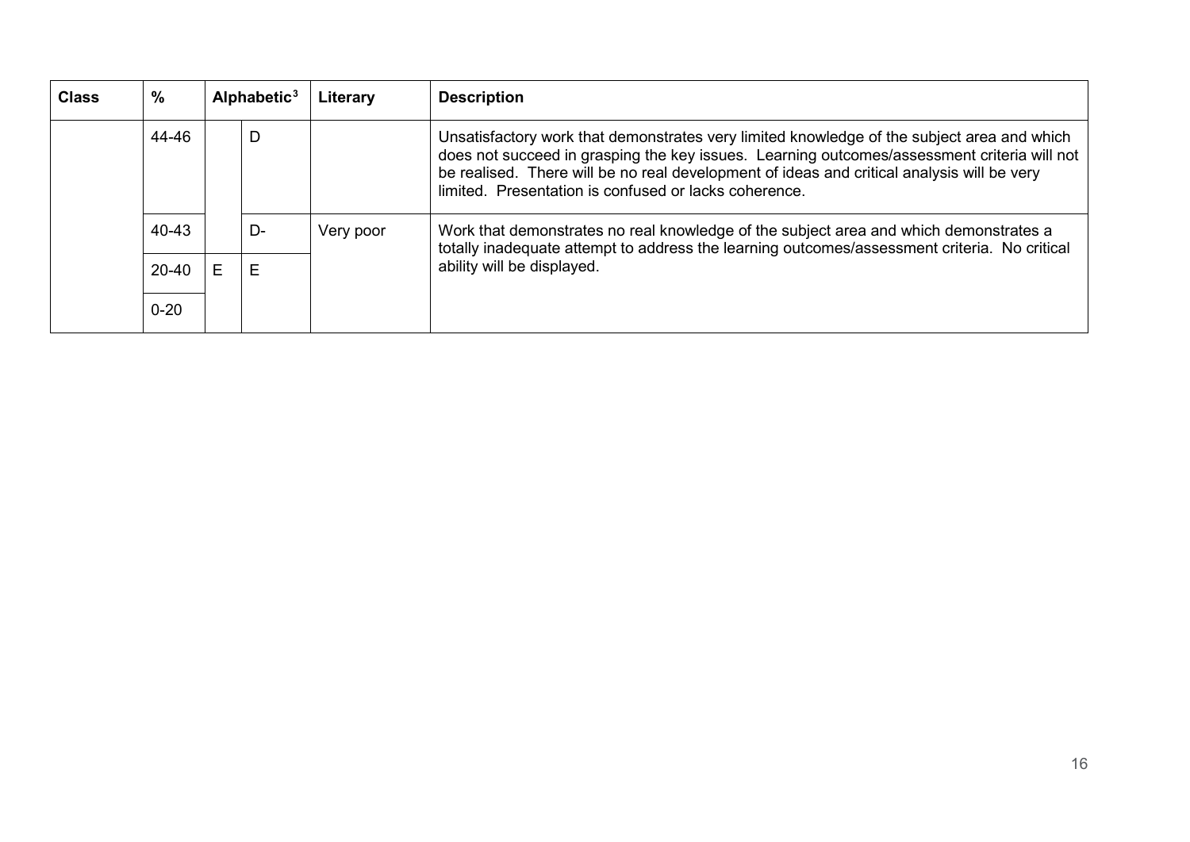| Class | % | Alphabetic[3] | | Literary | Description |
|---|---|---|---|---|---|
| | 44-46 | | D | | Unsatisfactory work that demonstrates very limited knowledge of the subject area and which does not succeed in grasping the key issues. Learning outcomes/assessment criteria will not be realised. There will be no real development of ideas and critical analysis will be very limited. Presentation is confused or lacks coherence. |
| | 40-43 | | D- | Very poor | Work that demonstrates no real knowledge of the subject area and which demonstrates a totally inadequate attempt to address the learning outcomes/assessment criteria. No critical ability will be displayed. |
| | 20-40 | E | E | | |
| | 0-20 | | | | |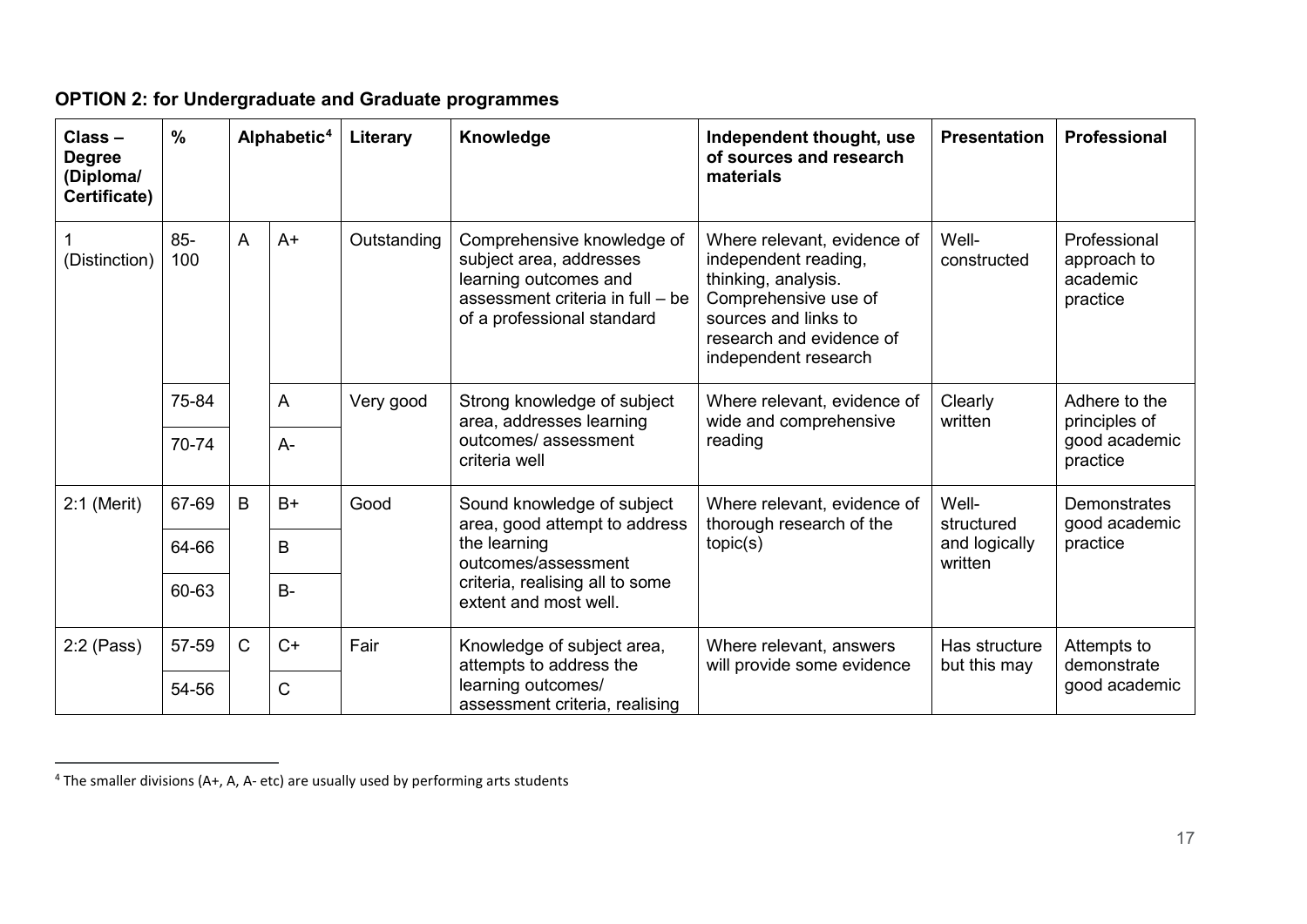**OPTION 2: for Undergraduate and Graduate programmes**

| Class – Degree (Diploma/ Certificate) | % | Alphabetic[4] | | Literary | Knowledge | Independent thought, use of sources and research materials | Presentation | Professional |
|---|---|---|---|---|---|---|---|---|
| 1 (Distinction) | 85-100 | A | A+ | Outstanding | Comprehensive knowledge of subject area, addresses learning outcomes and assessment criteria in full – be of a professional standard | Where relevant, evidence of independent reading, thinking, analysis. Comprehensive use of sources and links to research and evidence of independent research | Well-constructed | Professional approach to academic practice |
| | 75-84 | | A | Very good | Strong knowledge of subject area, addresses learning outcomes/ assessment criteria well | Where relevant, evidence of wide and comprehensive reading | Clearly written | Adhere to the principles of good academic practice |
| | 70-74 | | A- | | | | | |
| 2:1 (Merit) | 67-69 | B | B+ | Good | Sound knowledge of subject area, good attempt to address the learning outcomes/assessment criteria, realising all to some extent and most well. | Where relevant, evidence of thorough research of the topic(s) | Well-structured and logically written | Demonstrates good academic practice |
| | 64-66 | | B | | | | | |
| | 60-63 | | B- | | | | | |
| 2:2 (Pass) | 57-59 | C | C+ | Fair | Knowledge of subject area, attempts to address the learning outcomes/ assessment criteria, realising | Where relevant, answers will provide some evidence | Has structure but this may | Attempts to demonstrate good academic |
| | 54-56 | | C | | | | | |

[4] The smaller divisions (A+, A, A- etc) are usually used by performing arts students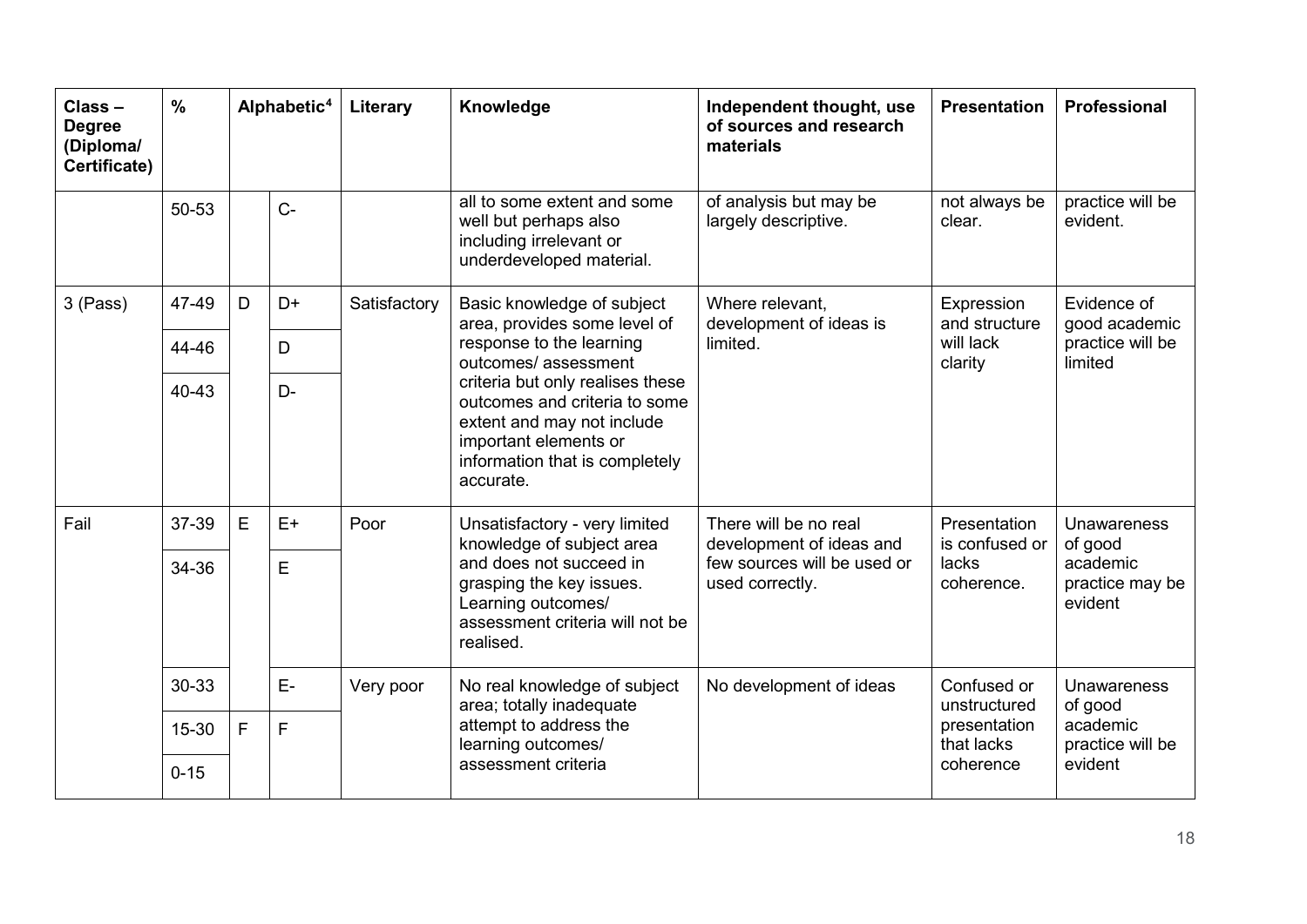| Class – Degree (Diploma/ Certificate) | % | Alphabetic[4] | | Literary | Knowledge | Independent thought, use of sources and research materials | Presentation | Professional |
|---|---|---|---|---|---|---|---|---|
| | 50-53 | | C- | | all to some extent and some well but perhaps also including irrelevant or underdeveloped material. | of analysis but may be largely descriptive. | not always be clear. | practice will be evident. |
| 3 (Pass) | 47-49 | D | D+ | Satisfactory | Basic knowledge of subject area, provides some level of response to the learning outcomes/ assessment criteria but only realises these outcomes and criteria to some extent and may not include important elements or information that is completely accurate. | Where relevant, development of ideas is limited. | Expression and structure will lack clarity | Evidence of good academic practice will be limited |
| | 44-46 | | D | | | | | |
| | 40-43 | | D- | | | | | |
| Fail | 37-39 | E | E+ | Poor | Unsatisfactory - very limited knowledge of subject area and does not succeed in grasping the key issues. Learning outcomes/ assessment criteria will not be realised. | There will be no real development of ideas and few sources will be used or used correctly. | Presentation is confused or lacks coherence. | Unawareness of good academic practice may be evident |
| | 34-36 | | E | | | | | |
| | 30-33 | | E- | Very poor | No real knowledge of subject area; totally inadequate attempt to address the learning outcomes/ assessment criteria | No development of ideas | Confused or unstructured presentation that lacks coherence | Unawareness of good academic practice will be evident |
| | 15-30 | F | F | | | | | |
| | 0-15 | | | | | | | |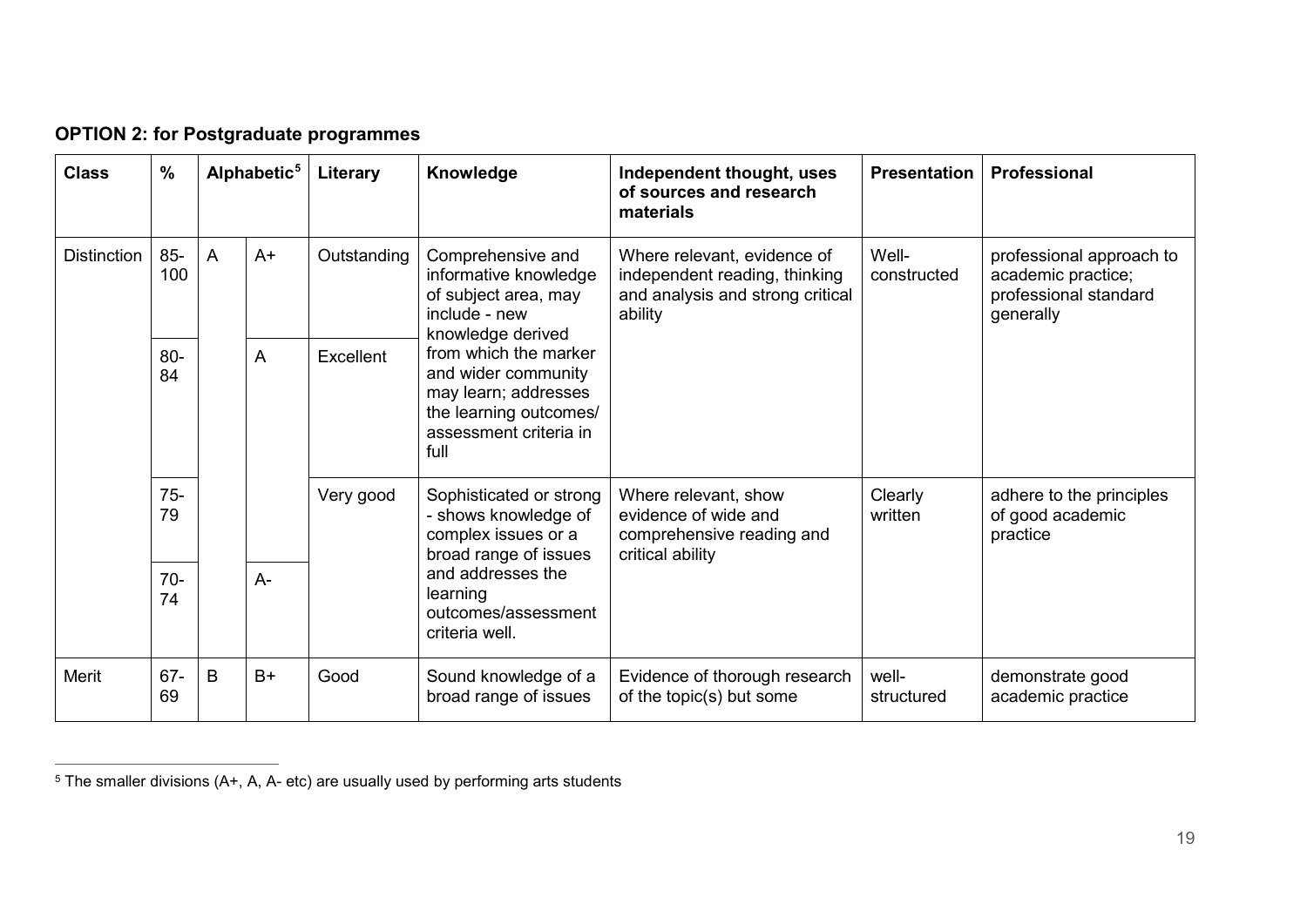**OPTION 2: for Postgraduate programmes**

| Class | % | Alphabetic[5] | | Literary | Knowledge | Independent thought, uses of sources and research materials | Presentation | Professional |
|---|---|---|---|---|---|---|---|---|
| Distinction | 85-100 | A | A+ | Outstanding | Comprehensive and informative knowledge of subject area, may include - new knowledge derived from which the marker and wider community may learn; addresses the learning outcomes/ assessment criteria in full | Where relevant, evidence of independent reading, thinking and analysis and strong critical ability | Well-constructed | professional approach to academic practice; professional standard generally |
| | 80-84 | | A | Excellent | | | | |
| | 75-79 | | | Very good | Sophisticated or strong - shows knowledge of complex issues or a broad range of issues and addresses the learning outcomes/assessment criteria well. | Where relevant, show evidence of wide and comprehensive reading and critical ability | Clearly written | adhere to the principles of good academic practice |
| | 70-74 | | A- | | | | | |
| Merit | 67-69 | B | B+ | Good | Sound knowledge of a broad range of issues | Evidence of thorough research of the topic(s) but some | well-structured | demonstrate good academic practice |

[5] The smaller divisions (A+, A, A- etc) are usually used by performing arts students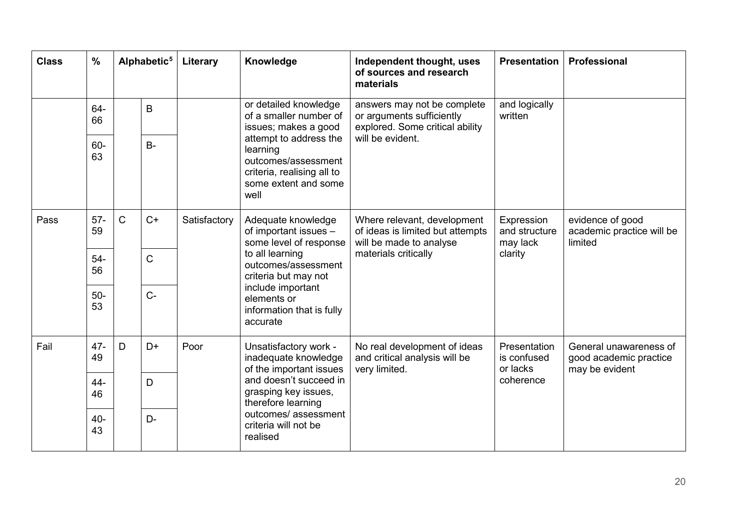| Class | % | Alphabetic[5] | | Literary | Knowledge | Independent thought, uses of sources and research materials | Presentation | Professional |
|---|---|---|---|---|---|---|---|---|
| | 64-66 | | B | | or detailed knowledge of a smaller number of issues; makes a good attempt to address the learning outcomes/assessment criteria, realising all to some extent and some well | answers may not be complete or arguments sufficiently explored. Some critical ability will be evident. | and logically written | |
| | 60-63 | | B- | | | | | |
| Pass | 57-59 | C | C+ | Satisfactory | Adequate knowledge of important issues – some level of response to all learning outcomes/assessment criteria but may not include important elements or information that is fully accurate | Where relevant, development of ideas is limited but attempts will be made to analyse materials critically | Expression and structure may lack clarity | evidence of good academic practice will be limited |
| | 54-56 | | C | | | | | |
| | 50-53 | | C- | | | | | |
| Fail | 47-49 | D | D+ | Poor | Unsatisfactory work - inadequate knowledge of the important issues and doesn't succeed in grasping key issues, therefore learning outcomes/ assessment criteria will not be realised | No real development of ideas and critical analysis will be very limited. | Presentation is confused or lacks coherence | General unawareness of good academic practice may be evident |
| | 44-46 | | D | | | | | |
| | 40-43 | | D- | | | | | |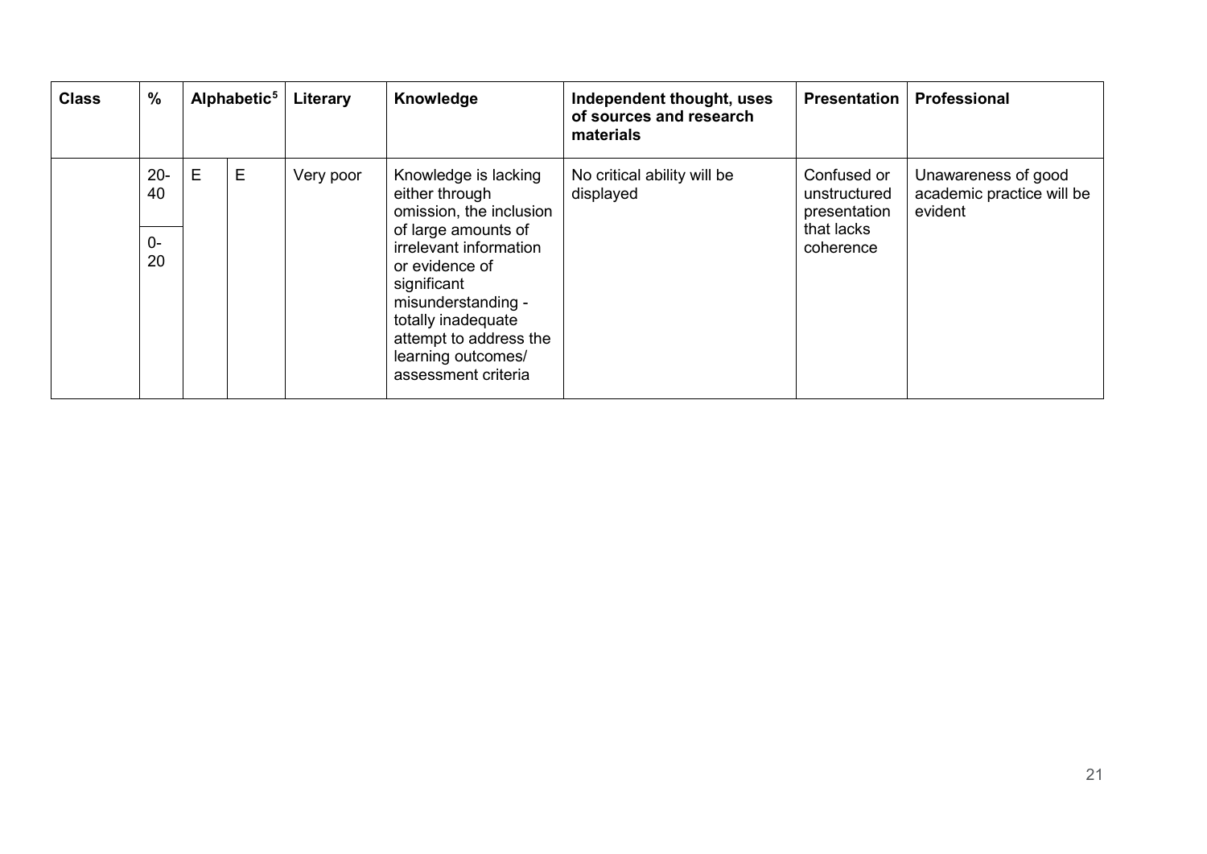| Class | % | Alphabetic[5] | | Literary | Knowledge | Independent thought, uses of sources and research materials | Presentation | Professional |
|---|---|---|---|---|---|---|---|---|
| | 20-40 | E | E | Very poor | Knowledge is lacking either through omission, the inclusion of large amounts of irrelevant information or evidence of significant misunderstanding - totally inadequate attempt to address the learning outcomes/ assessment criteria | No critical ability will be displayed | Confused or unstructured presentation that lacks coherence | Unawareness of good academic practice will be evident |
| | 0-20 | | | | | | | |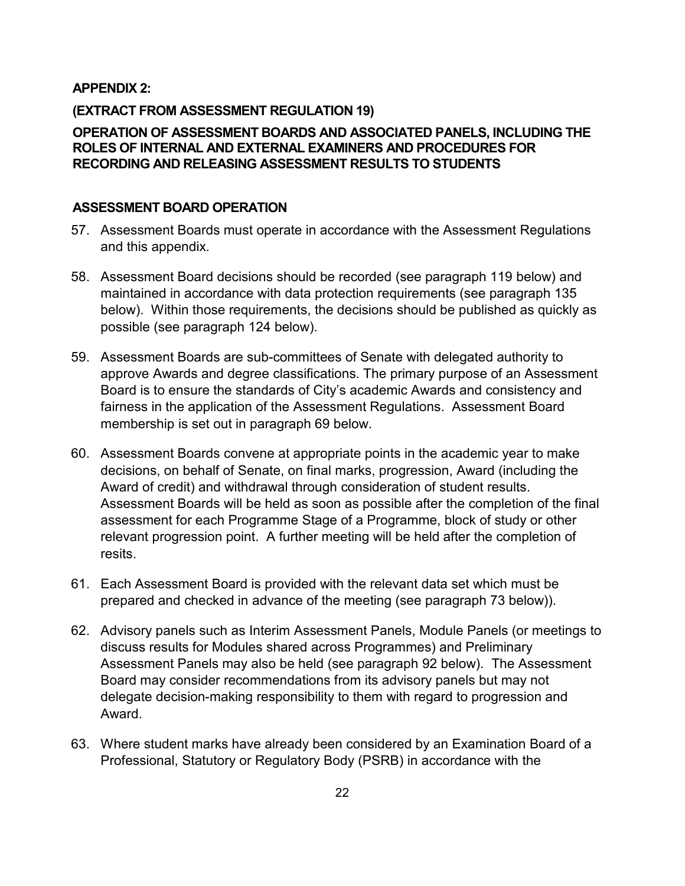**APPENDIX 2:**

**(EXTRACT FROM ASSESSMENT REGULATION 19)**

**OPERATION OF ASSESSMENT BOARDS AND ASSOCIATED PANELS, INCLUDING THE ROLES OF INTERNAL AND EXTERNAL EXAMINERS AND PROCEDURES FOR RECORDING AND RELEASING ASSESSMENT RESULTS TO STUDENTS**

**ASSESSMENT BOARD OPERATION**

57. Assessment Boards must operate in accordance with the Assessment Regulations and this appendix.

58. Assessment Board decisions should be recorded (see paragraph 119 below) and maintained in accordance with data protection requirements (see paragraph 135 below). Within those requirements, the decisions should be published as quickly as possible (see paragraph 124 below).

59. Assessment Boards are sub-committees of Senate with delegated authority to approve Awards and degree classifications. The primary purpose of an Assessment Board is to ensure the standards of City's academic Awards and consistency and fairness in the application of the Assessment Regulations. Assessment Board membership is set out in paragraph 69 below.

60. Assessment Boards convene at appropriate points in the academic year to make decisions, on behalf of Senate, on final marks, progression, Award (including the Award of credit) and withdrawal through consideration of student results. Assessment Boards will be held as soon as possible after the completion of the final assessment for each Programme Stage of a Programme, block of study or other relevant progression point. A further meeting will be held after the completion of resits.

61. Each Assessment Board is provided with the relevant data set which must be prepared and checked in advance of the meeting (see paragraph 73 below)).

62. Advisory panels such as Interim Assessment Panels, Module Panels (or meetings to discuss results for Modules shared across Programmes) and Preliminary Assessment Panels may also be held (see paragraph 92 below). The Assessment Board may consider recommendations from its advisory panels but may not delegate decision-making responsibility to them with regard to progression and Award.

63. Where student marks have already been considered by an Examination Board of a Professional, Statutory or Regulatory Body (PSRB) in accordance with the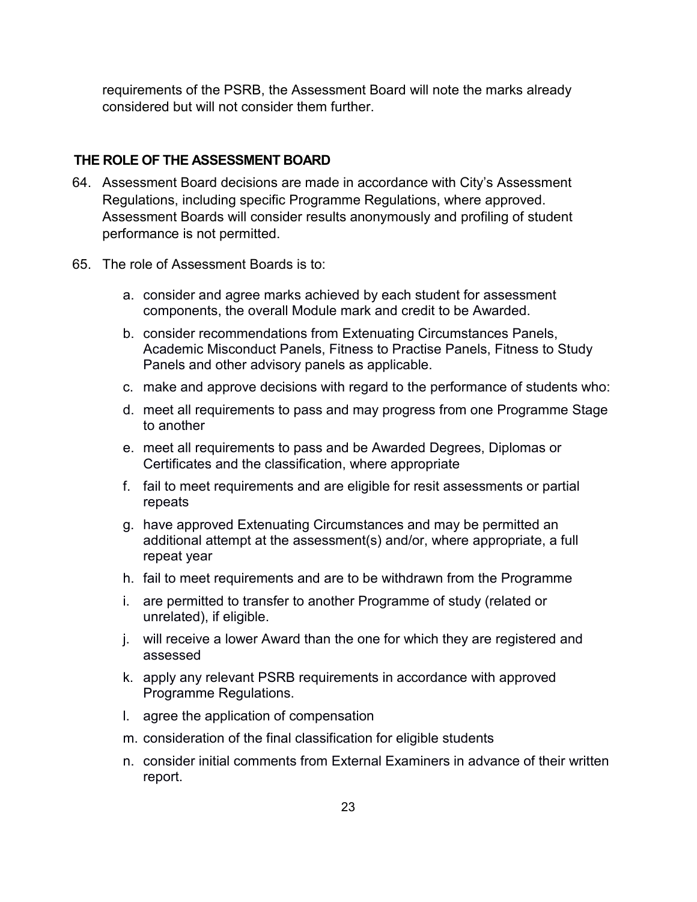requirements of the PSRB, the Assessment Board will note the marks already considered but will not consider them further.

## THE ROLE OF THE ASSESSMENT BOARD

64. Assessment Board decisions are made in accordance with City's Assessment Regulations, including specific Programme Regulations, where approved. Assessment Boards will consider results anonymously and profiling of student performance is not permitted.

65. The role of Assessment Boards is to:

    a. consider and agree marks achieved by each student for assessment components, the overall Module mark and credit to be Awarded.
    b. consider recommendations from Extenuating Circumstances Panels, Academic Misconduct Panels, Fitness to Practise Panels, Fitness to Study Panels and other advisory panels as applicable.
    c. make and approve decisions with regard to the performance of students who:
    d. meet all requirements to pass and may progress from one Programme Stage to another
    e. meet all requirements to pass and be Awarded Degrees, Diplomas or Certificates and the classification, where appropriate
    f. fail to meet requirements and are eligible for resit assessments or partial repeats
    g. have approved Extenuating Circumstances and may be permitted an additional attempt at the assessment(s) and/or, where appropriate, a full repeat year
    h. fail to meet requirements and are to be withdrawn from the Programme
    i. are permitted to transfer to another Programme of study (related or unrelated), if eligible.
    j. will receive a lower Award than the one for which they are registered and assessed
    k. apply any relevant PSRB requirements in accordance with approved Programme Regulations.
    l. agree the application of compensation
    m. consideration of the final classification for eligible students
    n. consider initial comments from External Examiners in advance of their written report.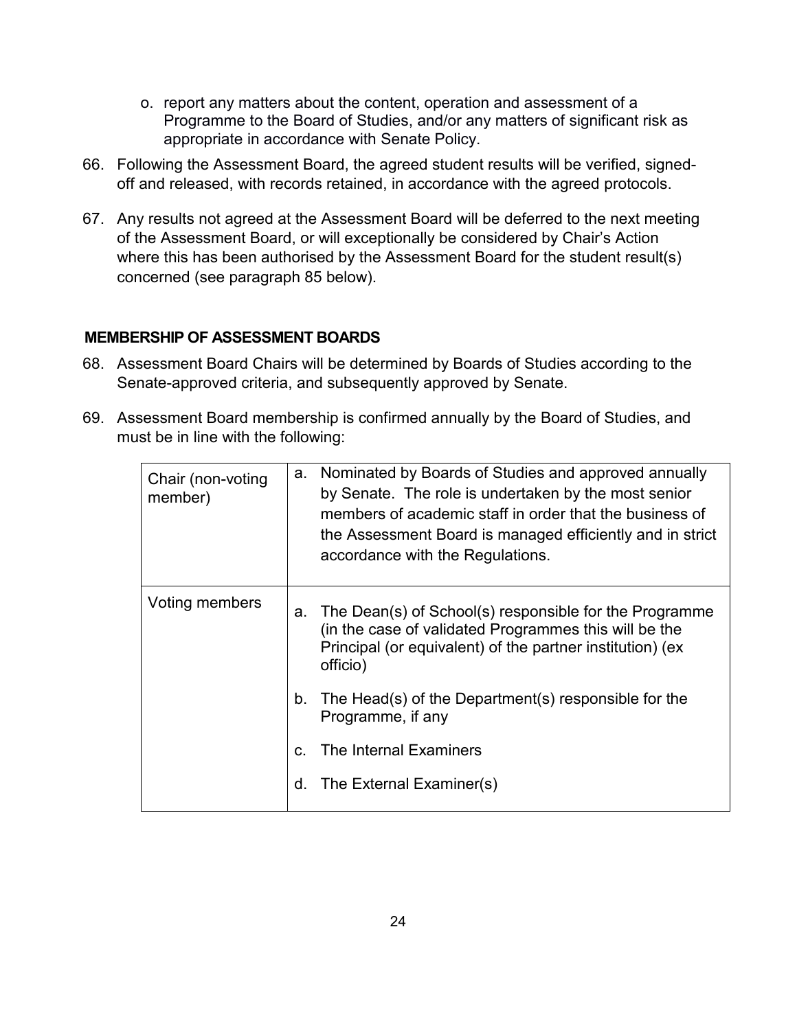o. report any matters about the content, operation and assessment of a Programme to the Board of Studies, and/or any matters of significant risk as appropriate in accordance with Senate Policy.

66. Following the Assessment Board, the agreed student results will be verified, signed-off and released, with records retained, in accordance with the agreed protocols.

67. Any results not agreed at the Assessment Board will be deferred to the next meeting of the Assessment Board, or will exceptionally be considered by Chair's Action where this has been authorised by the Assessment Board for the student result(s) concerned (see paragraph 85 below).

## MEMBERSHIP OF ASSESSMENT BOARDS

68. Assessment Board Chairs will be determined by Boards of Studies according to the Senate-approved criteria, and subsequently approved by Senate.

69. Assessment Board membership is confirmed annually by the Board of Studies, and must be in line with the following:

| | |
|---|---|
| Chair (non-voting member) | a. Nominated by Boards of Studies and approved annually by Senate. The role is undertaken by the most senior members of academic staff in order that the business of the Assessment Board is managed efficiently and in strict accordance with the Regulations. |
| Voting members | a. The Dean(s) of School(s) responsible for the Programme (in the case of validated Programmes this will be the Principal (or equivalent) of the partner institution) (ex officio)<br>b. The Head(s) of the Department(s) responsible for the Programme, if any<br>c. The Internal Examiners<br>d. The External Examiner(s) |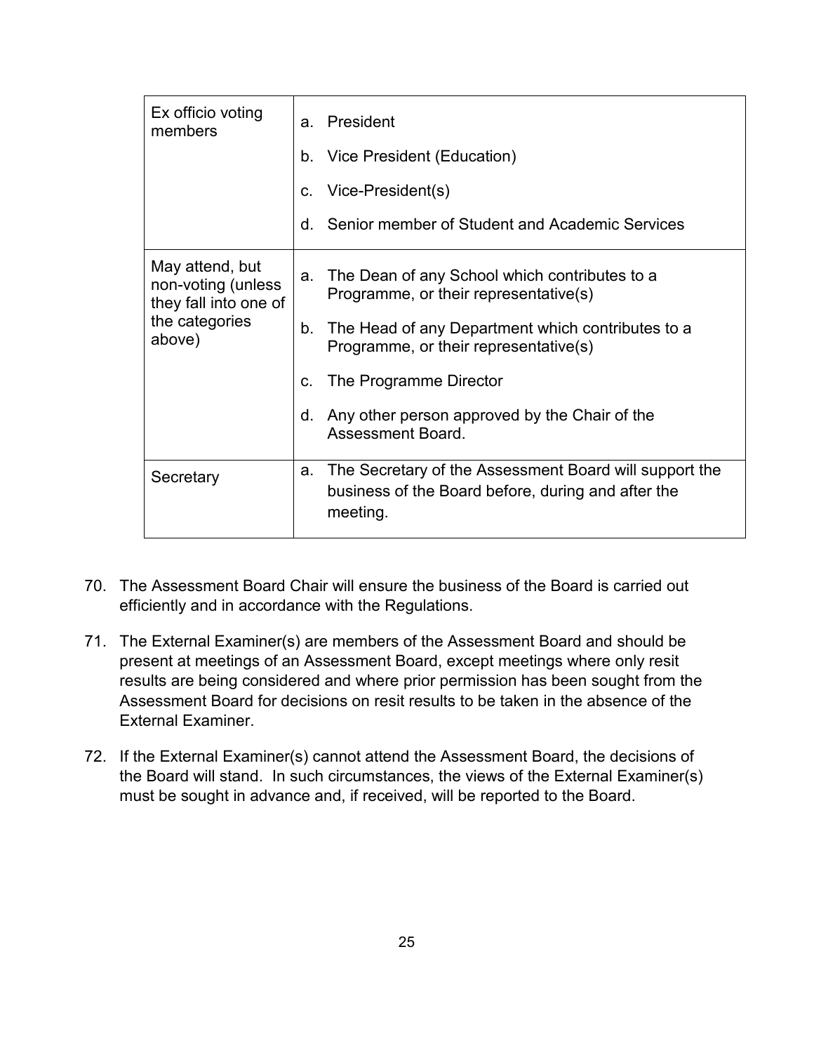| | |
|---|---|
| Ex officio voting members | a. President<br>b. Vice President (Education)<br>c. Vice-President(s)<br>d. Senior member of Student and Academic Services |
| May attend, but non-voting (unless they fall into one of the categories above) | a. The Dean of any School which contributes to a Programme, or their representative(s)<br>b. The Head of any Department which contributes to a Programme, or their representative(s)<br>c. The Programme Director<br>d. Any other person approved by the Chair of the Assessment Board. |
| Secretary | a. The Secretary of the Assessment Board will support the business of the Board before, during and after the meeting. |

70. The Assessment Board Chair will ensure the business of the Board is carried out efficiently and in accordance with the Regulations.

71. The External Examiner(s) are members of the Assessment Board and should be present at meetings of an Assessment Board, except meetings where only resit results are being considered and where prior permission has been sought from the Assessment Board for decisions on resit results to be taken in the absence of the External Examiner.

72. If the External Examiner(s) cannot attend the Assessment Board, the decisions of the Board will stand. In such circumstances, the views of the External Examiner(s) must be sought in advance and, if received, will be reported to the Board.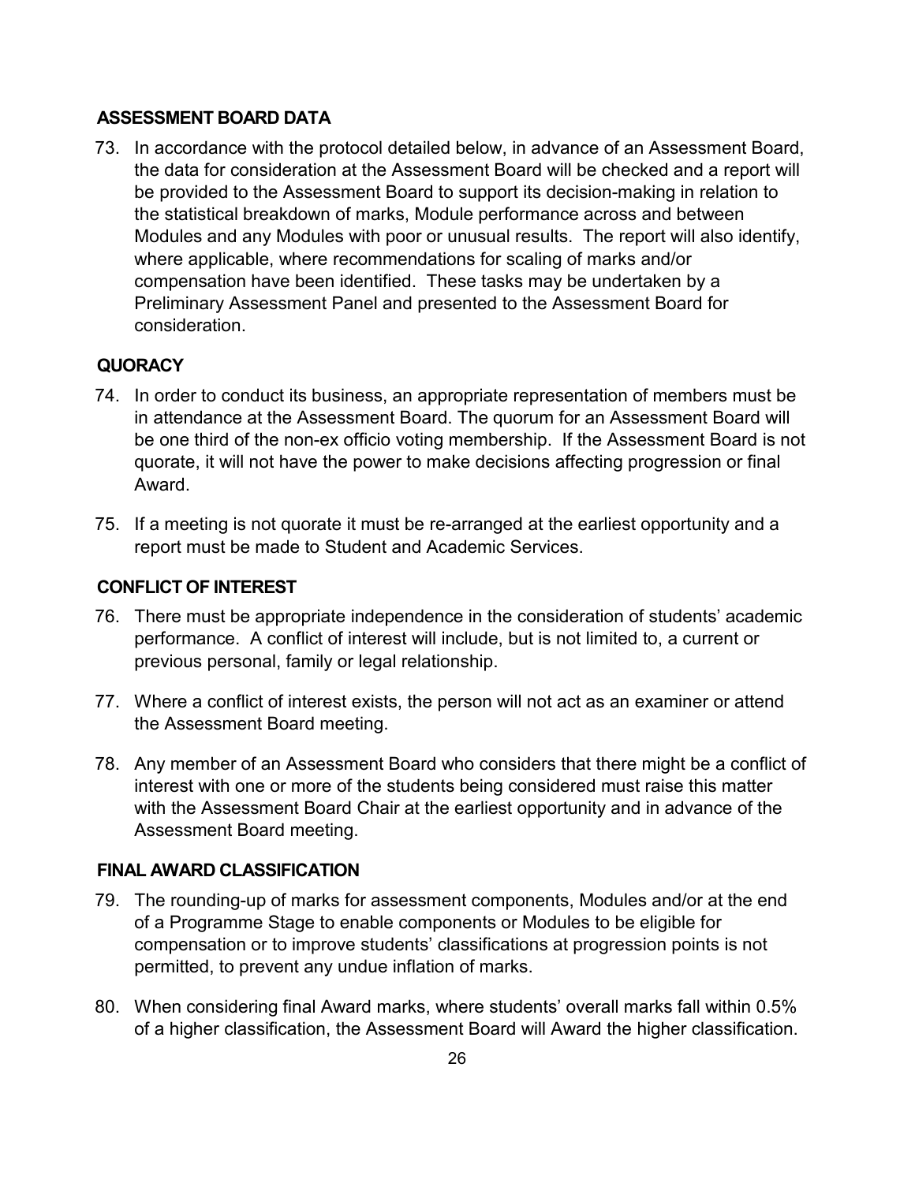## ASSESSMENT BOARD DATA

73. In accordance with the protocol detailed below, in advance of an Assessment Board, the data for consideration at the Assessment Board will be checked and a report will be provided to the Assessment Board to support its decision-making in relation to the statistical breakdown of marks, Module performance across and between Modules and any Modules with poor or unusual results. The report will also identify, where applicable, where recommendations for scaling of marks and/or compensation have been identified. These tasks may be undertaken by a Preliminary Assessment Panel and presented to the Assessment Board for consideration.

## QUORACY

74. In order to conduct its business, an appropriate representation of members must be in attendance at the Assessment Board. The quorum for an Assessment Board will be one third of the non-ex officio voting membership. If the Assessment Board is not quorate, it will not have the power to make decisions affecting progression or final Award.

75. If a meeting is not quorate it must be re-arranged at the earliest opportunity and a report must be made to Student and Academic Services.

## CONFLICT OF INTEREST

76. There must be appropriate independence in the consideration of students' academic performance. A conflict of interest will include, but is not limited to, a current or previous personal, family or legal relationship.

77. Where a conflict of interest exists, the person will not act as an examiner or attend the Assessment Board meeting.

78. Any member of an Assessment Board who considers that there might be a conflict of interest with one or more of the students being considered must raise this matter with the Assessment Board Chair at the earliest opportunity and in advance of the Assessment Board meeting.

## FINAL AWARD CLASSIFICATION

79. The rounding-up of marks for assessment components, Modules and/or at the end of a Programme Stage to enable components or Modules to be eligible for compensation or to improve students' classifications at progression points is not permitted, to prevent any undue inflation of marks.

80. When considering final Award marks, where students' overall marks fall within 0.5% of a higher classification, the Assessment Board will Award the higher classification.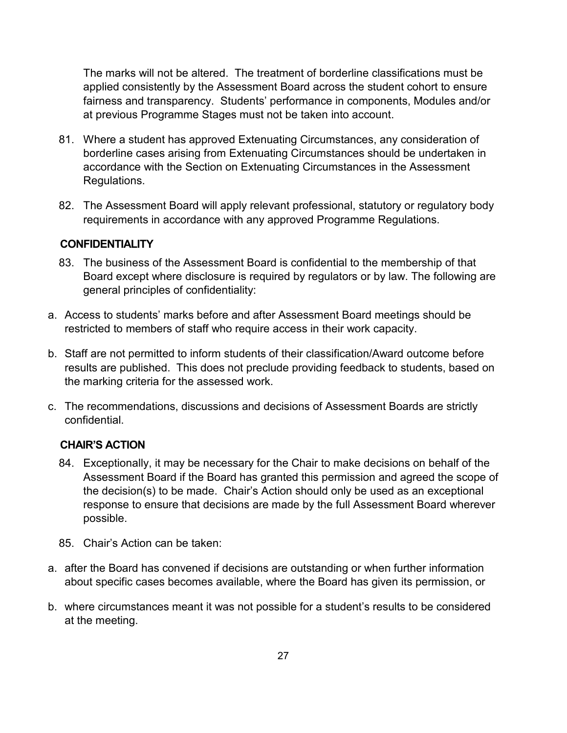The marks will not be altered. The treatment of borderline classifications must be applied consistently by the Assessment Board across the student cohort to ensure fairness and transparency. Students' performance in components, Modules and/or at previous Programme Stages must not be taken into account.

81. Where a student has approved Extenuating Circumstances, any consideration of borderline cases arising from Extenuating Circumstances should be undertaken in accordance with the Section on Extenuating Circumstances in the Assessment Regulations.

82. The Assessment Board will apply relevant professional, statutory or regulatory body requirements in accordance with any approved Programme Regulations.

### CONFIDENTIALITY

83. The business of the Assessment Board is confidential to the membership of that Board except where disclosure is required by regulators or by law. The following are general principles of confidentiality:

a. Access to students' marks before and after Assessment Board meetings should be restricted to members of staff who require access in their work capacity.

b. Staff are not permitted to inform students of their classification/Award outcome before results are published. This does not preclude providing feedback to students, based on the marking criteria for the assessed work.

c. The recommendations, discussions and decisions of Assessment Boards are strictly confidential.

### CHAIR'S ACTION

84. Exceptionally, it may be necessary for the Chair to make decisions on behalf of the Assessment Board if the Board has granted this permission and agreed the scope of the decision(s) to be made. Chair's Action should only be used as an exceptional response to ensure that decisions are made by the full Assessment Board wherever possible.

85. Chair's Action can be taken:

a. after the Board has convened if decisions are outstanding or when further information about specific cases becomes available, where the Board has given its permission, or

b. where circumstances meant it was not possible for a student's results to be considered at the meeting.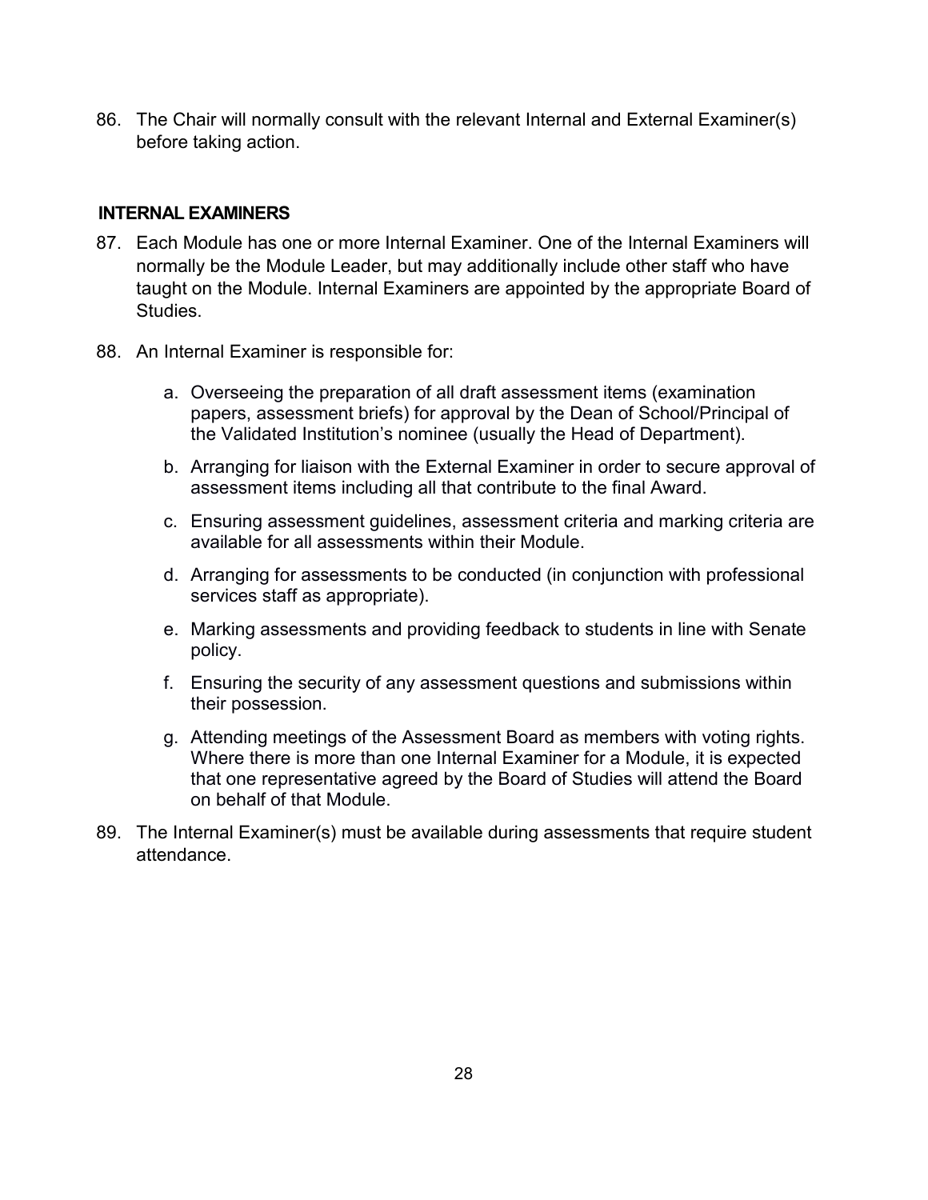86. The Chair will normally consult with the relevant Internal and External Examiner(s) before taking action.

## INTERNAL EXAMINERS

87. Each Module has one or more Internal Examiner. One of the Internal Examiners will normally be the Module Leader, but may additionally include other staff who have taught on the Module. Internal Examiners are appointed by the appropriate Board of Studies.

88. An Internal Examiner is responsible for:

    a. Overseeing the preparation of all draft assessment items (examination papers, assessment briefs) for approval by the Dean of School/Principal of the Validated Institution's nominee (usually the Head of Department).

    b. Arranging for liaison with the External Examiner in order to secure approval of assessment items including all that contribute to the final Award.

    c. Ensuring assessment guidelines, assessment criteria and marking criteria are available for all assessments within their Module.

    d. Arranging for assessments to be conducted (in conjunction with professional services staff as appropriate).

    e. Marking assessments and providing feedback to students in line with Senate policy.

    f. Ensuring the security of any assessment questions and submissions within their possession.

    g. Attending meetings of the Assessment Board as members with voting rights. Where there is more than one Internal Examiner for a Module, it is expected that one representative agreed by the Board of Studies will attend the Board on behalf of that Module.

89. The Internal Examiner(s) must be available during assessments that require student attendance.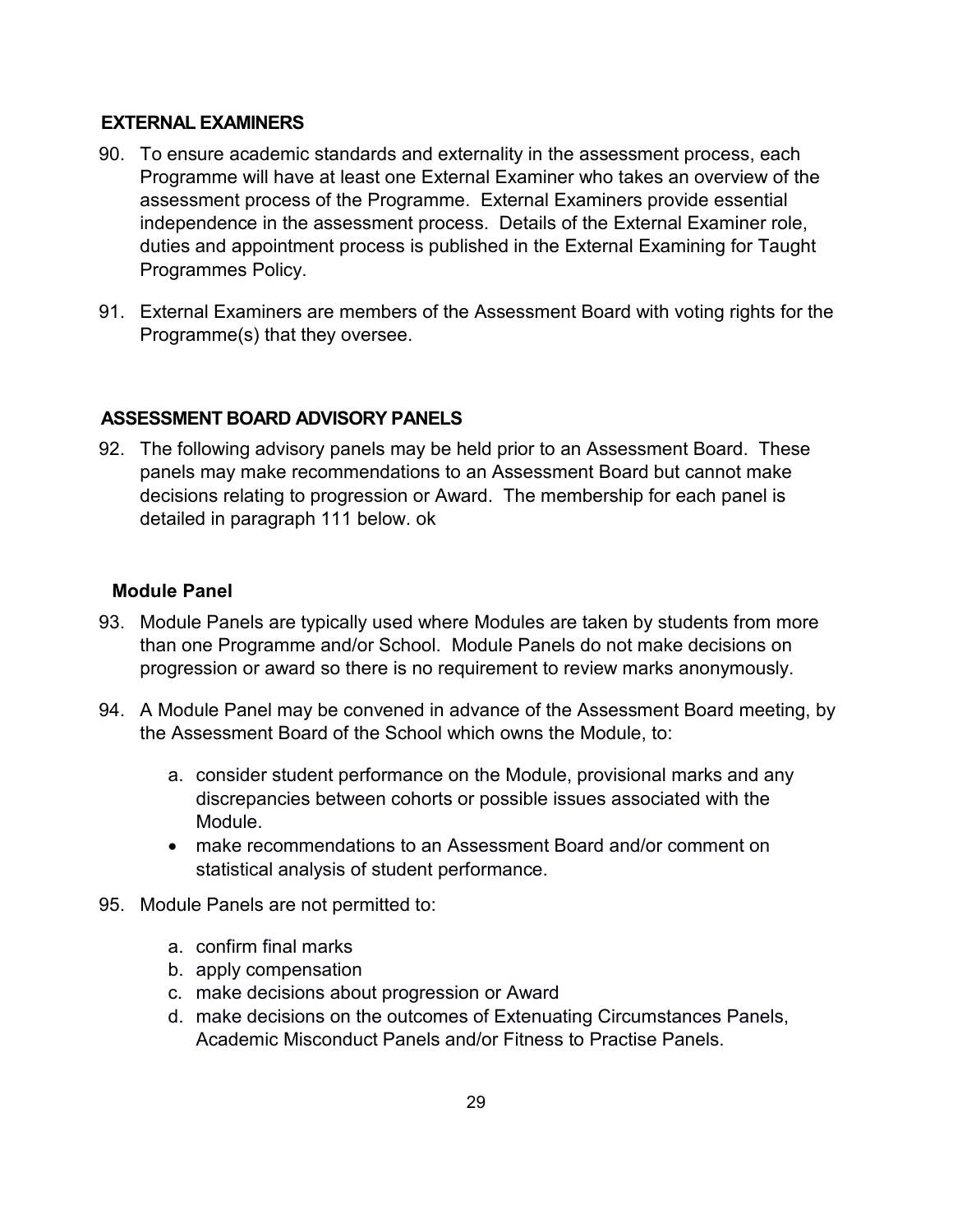## EXTERNAL EXAMINERS

90. To ensure academic standards and externality in the assessment process, each Programme will have at least one External Examiner who takes an overview of the assessment process of the Programme. External Examiners provide essential independence in the assessment process. Details of the External Examiner role, duties and appointment process is published in the External Examining for Taught Programmes Policy.

91. External Examiners are members of the Assessment Board with voting rights for the Programme(s) that they oversee.

## ASSESSMENT BOARD ADVISORY PANELS

92. The following advisory panels may be held prior to an Assessment Board. These panels may make recommendations to an Assessment Board but cannot make decisions relating to progression or Award. The membership for each panel is detailed in paragraph 111 below. ok

### Module Panel

93. Module Panels are typically used where Modules are taken by students from more than one Programme and/or School. Module Panels do not make decisions on progression or award so there is no requirement to review marks anonymously.

94. A Module Panel may be convened in advance of the Assessment Board meeting, by the Assessment Board of the School which owns the Module, to:

    a. consider student performance on the Module, provisional marks and any discrepancies between cohorts or possible issues associated with the Module.
    - make recommendations to an Assessment Board and/or comment on statistical analysis of student performance.

95. Module Panels are not permitted to:

    a. confirm final marks
    b. apply compensation
    c. make decisions about progression or Award
    d. make decisions on the outcomes of Extenuating Circumstances Panels, Academic Misconduct Panels and/or Fitness to Practise Panels.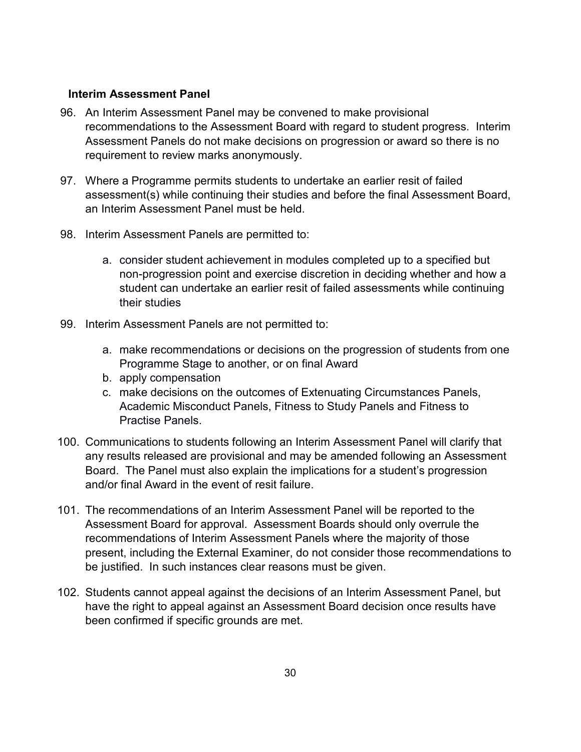### Interim Assessment Panel

96. An Interim Assessment Panel may be convened to make provisional recommendations to the Assessment Board with regard to student progress. Interim Assessment Panels do not make decisions on progression or award so there is no requirement to review marks anonymously.

97. Where a Programme permits students to undertake an earlier resit of failed assessment(s) while continuing their studies and before the final Assessment Board, an Interim Assessment Panel must be held.

98. Interim Assessment Panels are permitted to:

    a. consider student achievement in modules completed up to a specified but non-progression point and exercise discretion in deciding whether and how a student can undertake an earlier resit of failed assessments while continuing their studies

99. Interim Assessment Panels are not permitted to:

    a. make recommendations or decisions on the progression of students from one Programme Stage to another, or on final Award
    b. apply compensation
    c. make decisions on the outcomes of Extenuating Circumstances Panels, Academic Misconduct Panels, Fitness to Study Panels and Fitness to Practise Panels.

100. Communications to students following an Interim Assessment Panel will clarify that any results released are provisional and may be amended following an Assessment Board. The Panel must also explain the implications for a student's progression and/or final Award in the event of resit failure.

101. The recommendations of an Interim Assessment Panel will be reported to the Assessment Board for approval. Assessment Boards should only overrule the recommendations of Interim Assessment Panels where the majority of those present, including the External Examiner, do not consider those recommendations to be justified. In such instances clear reasons must be given.

102. Students cannot appeal against the decisions of an Interim Assessment Panel, but have the right to appeal against an Assessment Board decision once results have been confirmed if specific grounds are met.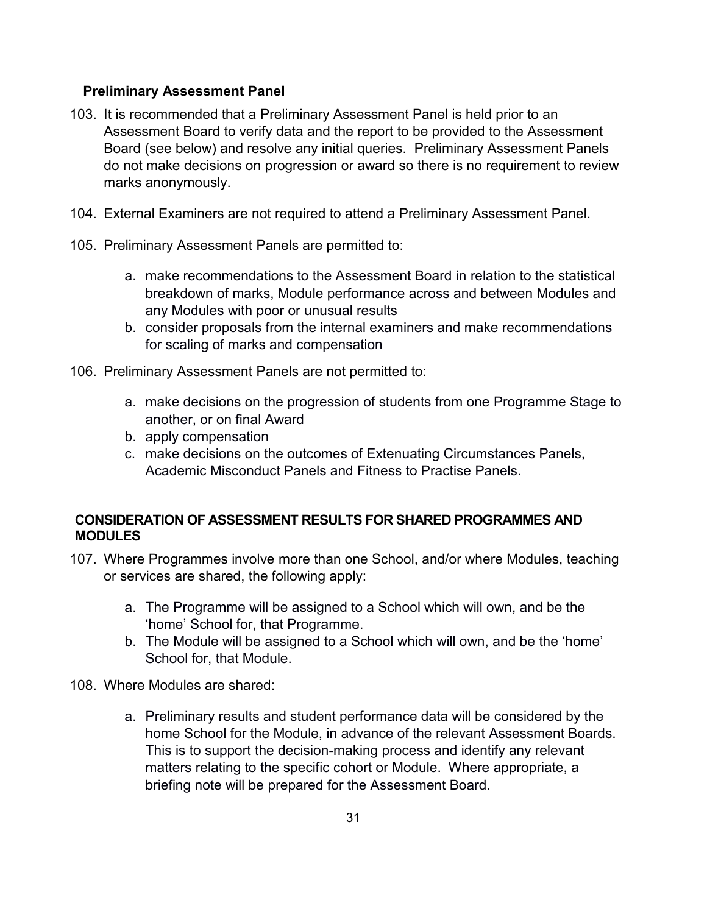### Preliminary Assessment Panel

103. It is recommended that a Preliminary Assessment Panel is held prior to an Assessment Board to verify data and the report to be provided to the Assessment Board (see below) and resolve any initial queries. Preliminary Assessment Panels do not make decisions on progression or award so there is no requirement to review marks anonymously.

104. External Examiners are not required to attend a Preliminary Assessment Panel.

105. Preliminary Assessment Panels are permitted to:

    a. make recommendations to the Assessment Board in relation to the statistical breakdown of marks, Module performance across and between Modules and any Modules with poor or unusual results
    b. consider proposals from the internal examiners and make recommendations for scaling of marks and compensation

106. Preliminary Assessment Panels are not permitted to:

    a. make decisions on the progression of students from one Programme Stage to another, or on final Award
    b. apply compensation
    c. make decisions on the outcomes of Extenuating Circumstances Panels, Academic Misconduct Panels and Fitness to Practise Panels.

## CONSIDERATION OF ASSESSMENT RESULTS FOR SHARED PROGRAMMES AND MODULES

107. Where Programmes involve more than one School, and/or where Modules, teaching or services are shared, the following apply:

    a. The Programme will be assigned to a School which will own, and be the 'home' School for, that Programme.
    b. The Module will be assigned to a School which will own, and be the 'home' School for, that Module.

108. Where Modules are shared:

    a. Preliminary results and student performance data will be considered by the home School for the Module, in advance of the relevant Assessment Boards. This is to support the decision-making process and identify any relevant matters relating to the specific cohort or Module. Where appropriate, a briefing note will be prepared for the Assessment Board.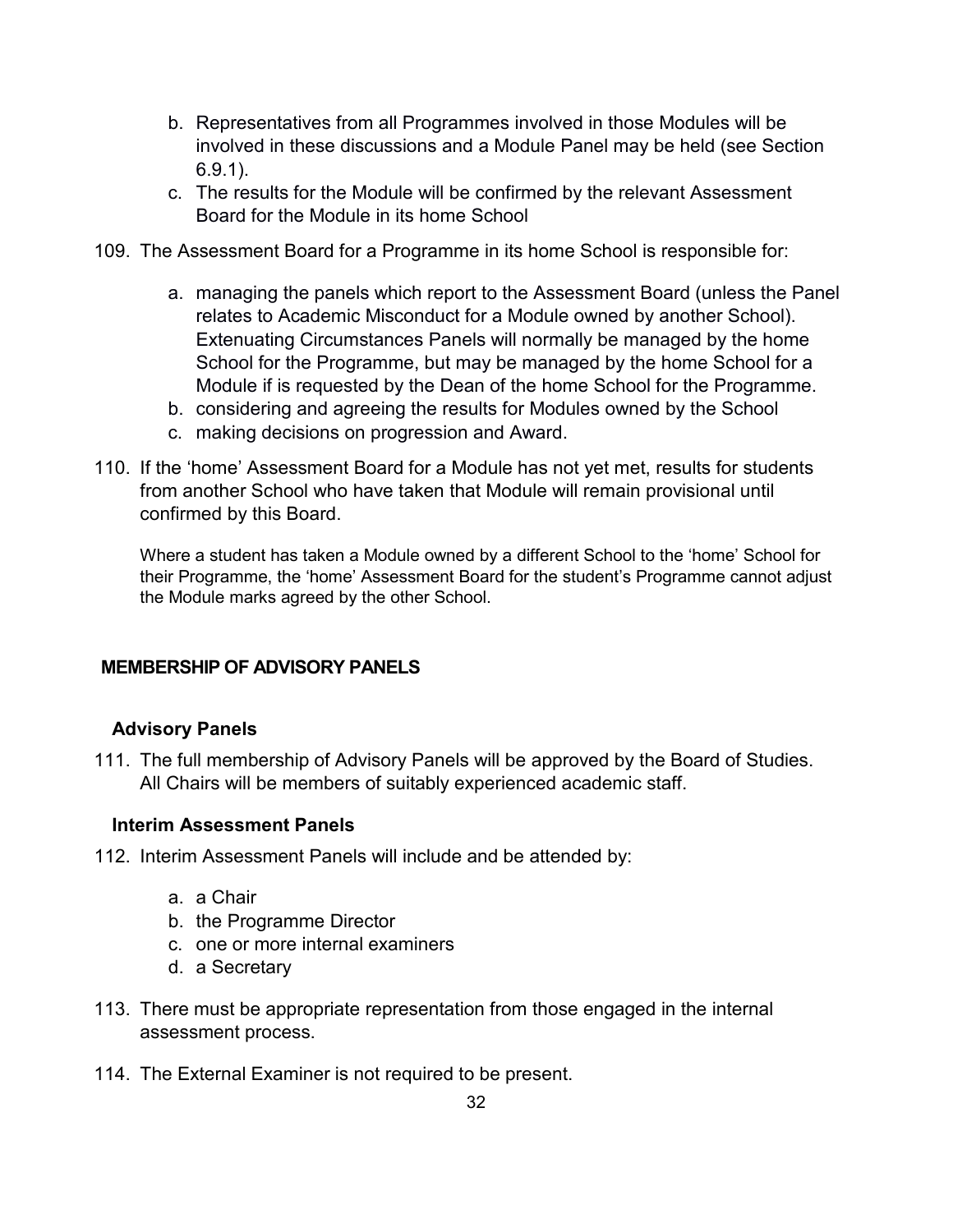b. Representatives from all Programmes involved in those Modules will be involved in these discussions and a Module Panel may be held (see Section 6.9.1).
c. The results for the Module will be confirmed by the relevant Assessment Board for the Module in its home School

109. The Assessment Board for a Programme in its home School is responsible for:

    a. managing the panels which report to the Assessment Board (unless the Panel relates to Academic Misconduct for a Module owned by another School). Extenuating Circumstances Panels will normally be managed by the home School for the Programme, but may be managed by the home School for a Module if is requested by the Dean of the home School for the Programme.
    b. considering and agreeing the results for Modules owned by the School
    c. making decisions on progression and Award.

110. If the 'home' Assessment Board for a Module has not yet met, results for students from another School who have taken that Module will remain provisional until confirmed by this Board.

    Where a student has taken a Module owned by a different School to the 'home' School for their Programme, the 'home' Assessment Board for the student's Programme cannot adjust the Module marks agreed by the other School.

## MEMBERSHIP OF ADVISORY PANELS

### Advisory Panels

111. The full membership of Advisory Panels will be approved by the Board of Studies. All Chairs will be members of suitably experienced academic staff.

### Interim Assessment Panels

112. Interim Assessment Panels will include and be attended by:

    a. a Chair
    b. the Programme Director
    c. one or more internal examiners
    d. a Secretary

113. There must be appropriate representation from those engaged in the internal assessment process.

114. The External Examiner is not required to be present.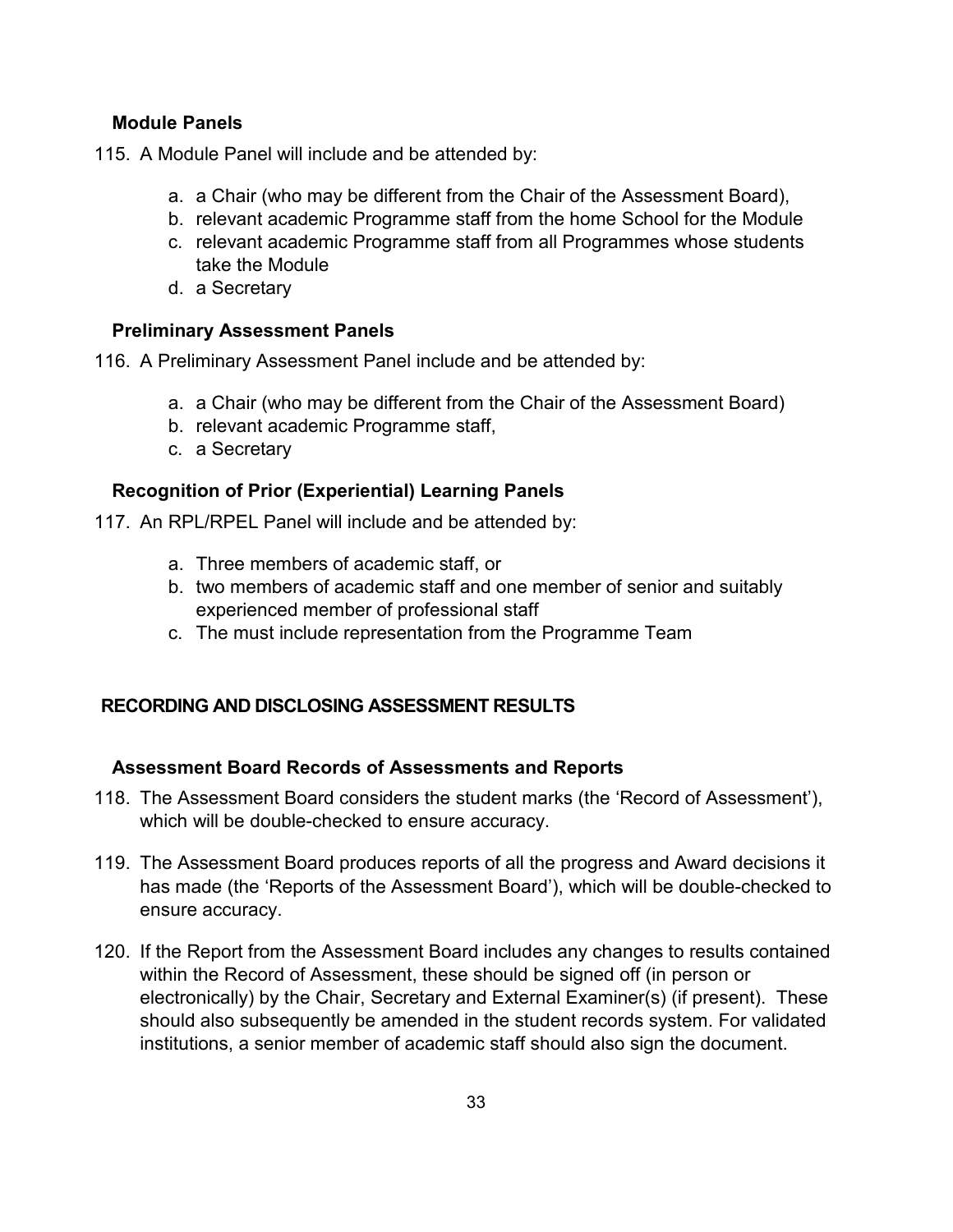### Module Panels

115. A Module Panel will include and be attended by:

    a. a Chair (who may be different from the Chair of the Assessment Board),
    b. relevant academic Programme staff from the home School for the Module
    c. relevant academic Programme staff from all Programmes whose students take the Module
    d. a Secretary

### Preliminary Assessment Panels

116. A Preliminary Assessment Panel include and be attended by:

    a. a Chair (who may be different from the Chair of the Assessment Board)
    b. relevant academic Programme staff,
    c. a Secretary

### Recognition of Prior (Experiential) Learning Panels

117. An RPL/RPEL Panel will include and be attended by:

    a. Three members of academic staff, or
    b. two members of academic staff and one member of senior and suitably experienced member of professional staff
    c. The must include representation from the Programme Team

## RECORDING AND DISCLOSING ASSESSMENT RESULTS

### Assessment Board Records of Assessments and Reports

118. The Assessment Board considers the student marks (the 'Record of Assessment'), which will be double-checked to ensure accuracy.

119. The Assessment Board produces reports of all the progress and Award decisions it has made (the 'Reports of the Assessment Board'), which will be double-checked to ensure accuracy.

120. If the Report from the Assessment Board includes any changes to results contained within the Record of Assessment, these should be signed off (in person or electronically) by the Chair, Secretary and External Examiner(s) (if present). These should also subsequently be amended in the student records system. For validated institutions, a senior member of academic staff should also sign the document.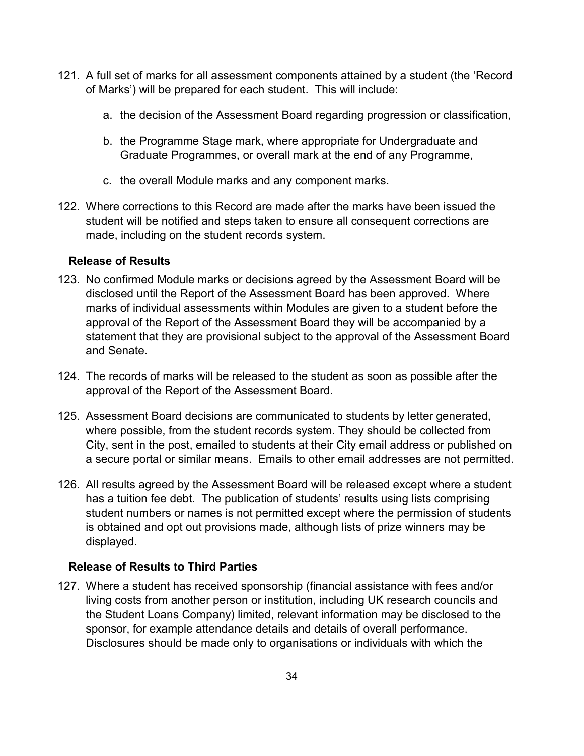121. A full set of marks for all assessment components attained by a student (the 'Record of Marks') will be prepared for each student. This will include:

    a. the decision of the Assessment Board regarding progression or classification,

    b. the Programme Stage mark, where appropriate for Undergraduate and Graduate Programmes, or overall mark at the end of any Programme,

    c. the overall Module marks and any component marks.

122. Where corrections to this Record are made after the marks have been issued the student will be notified and steps taken to ensure all consequent corrections are made, including on the student records system.

### Release of Results

123. No confirmed Module marks or decisions agreed by the Assessment Board will be disclosed until the Report of the Assessment Board has been approved. Where marks of individual assessments within Modules are given to a student before the approval of the Report of the Assessment Board they will be accompanied by a statement that they are provisional subject to the approval of the Assessment Board and Senate.

124. The records of marks will be released to the student as soon as possible after the approval of the Report of the Assessment Board.

125. Assessment Board decisions are communicated to students by letter generated, where possible, from the student records system. They should be collected from City, sent in the post, emailed to students at their City email address or published on a secure portal or similar means. Emails to other email addresses are not permitted.

126. All results agreed by the Assessment Board will be released except where a student has a tuition fee debt. The publication of students' results using lists comprising student numbers or names is not permitted except where the permission of students is obtained and opt out provisions made, although lists of prize winners may be displayed.

### Release of Results to Third Parties

127. Where a student has received sponsorship (financial assistance with fees and/or living costs from another person or institution, including UK research councils and the Student Loans Company) limited, relevant information may be disclosed to the sponsor, for example attendance details and details of overall performance. Disclosures should be made only to organisations or individuals with which the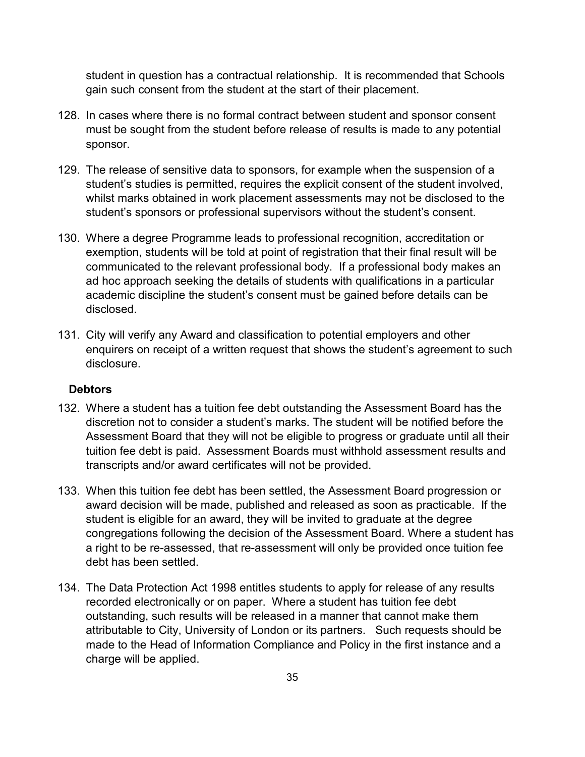student in question has a contractual relationship. It is recommended that Schools gain such consent from the student at the start of their placement.

128. In cases where there is no formal contract between student and sponsor consent must be sought from the student before release of results is made to any potential sponsor.

129. The release of sensitive data to sponsors, for example when the suspension of a student's studies is permitted, requires the explicit consent of the student involved, whilst marks obtained in work placement assessments may not be disclosed to the student's sponsors or professional supervisors without the student's consent.

130. Where a degree Programme leads to professional recognition, accreditation or exemption, students will be told at point of registration that their final result will be communicated to the relevant professional body. If a professional body makes an ad hoc approach seeking the details of students with qualifications in a particular academic discipline the student's consent must be gained before details can be disclosed.

131. City will verify any Award and classification to potential employers and other enquirers on receipt of a written request that shows the student's agreement to such disclosure.

**Debtors**

132. Where a student has a tuition fee debt outstanding the Assessment Board has the discretion not to consider a student's marks. The student will be notified before the Assessment Board that they will not be eligible to progress or graduate until all their tuition fee debt is paid. Assessment Boards must withhold assessment results and transcripts and/or award certificates will not be provided.

133. When this tuition fee debt has been settled, the Assessment Board progression or award decision will be made, published and released as soon as practicable. If the student is eligible for an award, they will be invited to graduate at the degree congregations following the decision of the Assessment Board. Where a student has a right to be re-assessed, that re-assessment will only be provided once tuition fee debt has been settled.

134. The Data Protection Act 1998 entitles students to apply for release of any results recorded electronically or on paper. Where a student has tuition fee debt outstanding, such results will be released in a manner that cannot make them attributable to City, University of London or its partners. Such requests should be made to the Head of Information Compliance and Policy in the first instance and a charge will be applied.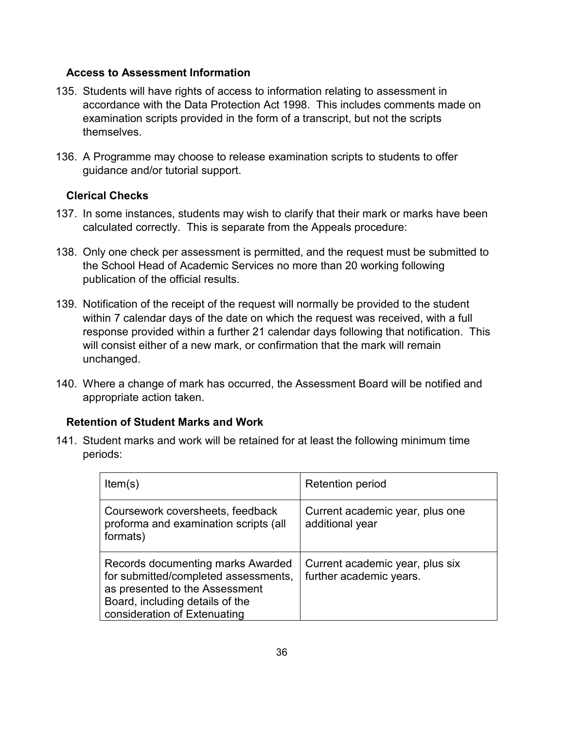### Access to Assessment Information

135. Students will have rights of access to information relating to assessment in accordance with the Data Protection Act 1998. This includes comments made on examination scripts provided in the form of a transcript, but not the scripts themselves.

136. A Programme may choose to release examination scripts to students to offer guidance and/or tutorial support.

### Clerical Checks

137. In some instances, students may wish to clarify that their mark or marks have been calculated correctly. This is separate from the Appeals procedure:

138. Only one check per assessment is permitted, and the request must be submitted to the School Head of Academic Services no more than 20 working following publication of the official results.

139. Notification of the receipt of the request will normally be provided to the student within 7 calendar days of the date on which the request was received, with a full response provided within a further 21 calendar days following that notification. This will consist either of a new mark, or confirmation that the mark will remain unchanged.

140. Where a change of mark has occurred, the Assessment Board will be notified and appropriate action taken.

### Retention of Student Marks and Work

141. Student marks and work will be retained for at least the following minimum time periods:

| Item(s) | Retention period |
|---|---|
| Coursework coversheets, feedback proforma and examination scripts (all formats) | Current academic year, plus one additional year |
| Records documenting marks Awarded for submitted/completed assessments, as presented to the Assessment Board, including details of the consideration of Extenuating | Current academic year, plus six further academic years. |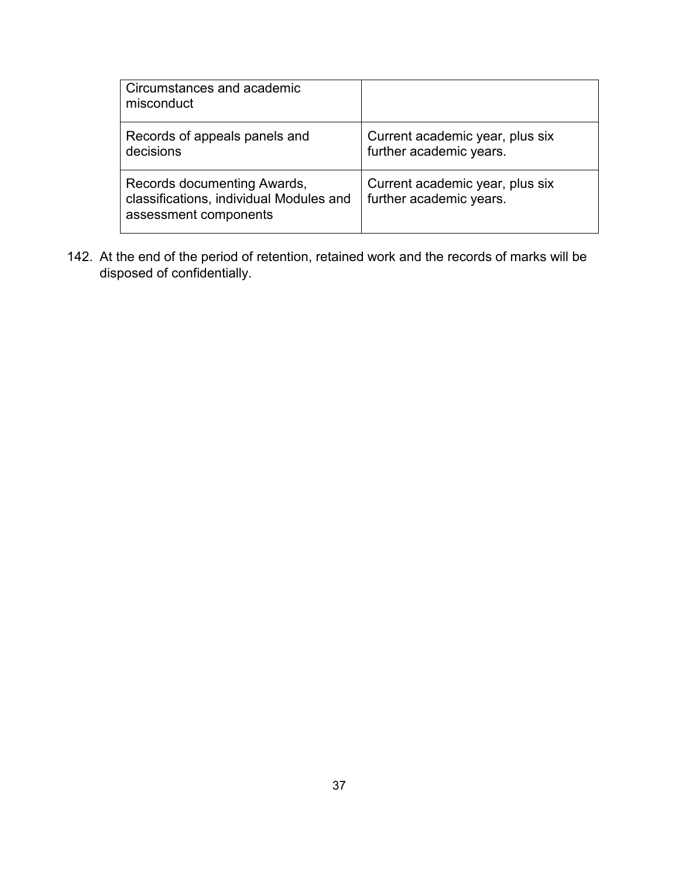| | |
|---|---|
| Circumstances and academic misconduct | |
| Records of appeals panels and decisions | Current academic year, plus six further academic years. |
| Records documenting Awards, classifications, individual Modules and assessment components | Current academic year, plus six further academic years. |

142. At the end of the period of retention, retained work and the records of marks will be disposed of confidentially.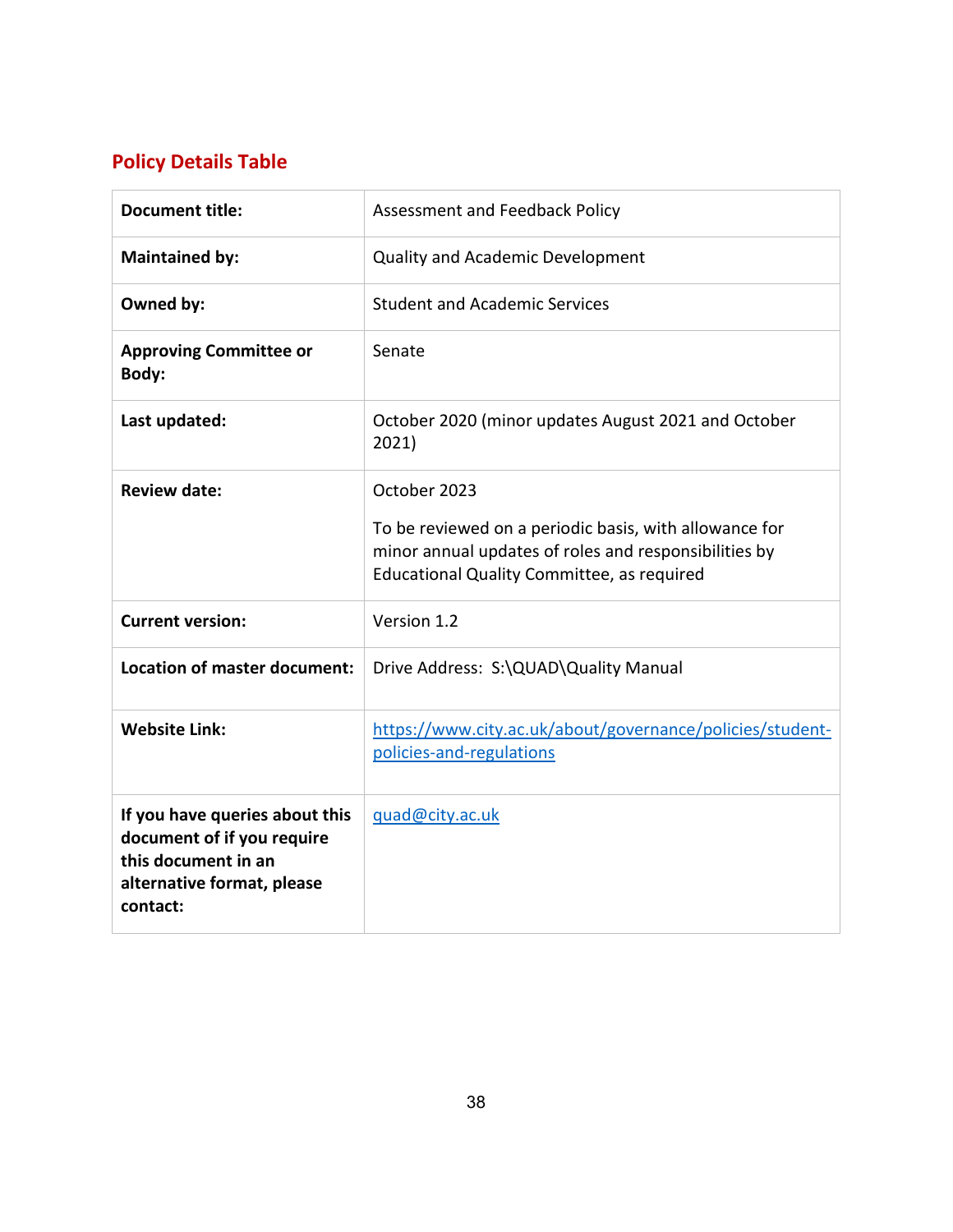## Policy Details Table

| | |
|---|---|
| **Document title:** | Assessment and Feedback Policy |
| **Maintained by:** | Quality and Academic Development |
| **Owned by:** | Student and Academic Services |
| **Approving Committee or Body:** | Senate |
| **Last updated:** | October 2020 (minor updates August 2021 and October 2021) |
| **Review date:** | October 2023<br><br>To be reviewed on a periodic basis, with allowance for minor annual updates of roles and responsibilities by Educational Quality Committee, as required |
| **Current version:** | Version 1.2 |
| **Location of master document:** | Drive Address: S:\QUAD\Quality Manual |
| **Website Link:** | [https://www.city.ac.uk/about/governance/policies/student-policies-and-regulations](https://www.city.ac.uk/about/governance/policies/student-policies-and-regulations) |
| **If you have queries about this document of if you require this document in an alternative format, please contact:** | [quad@city.ac.uk](mailto:quad@city.ac.uk) |